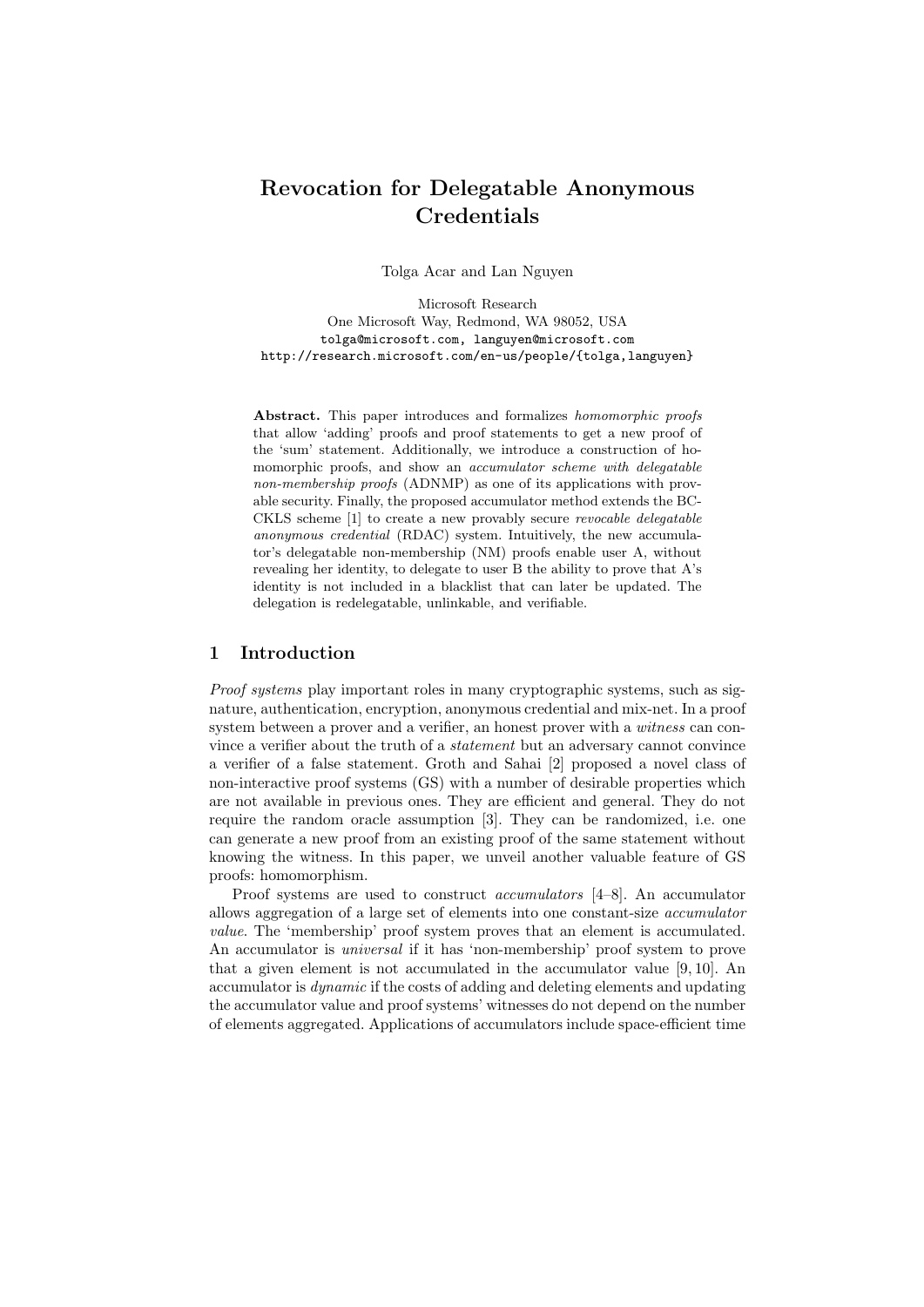# Revocation for Delegatable Anonymous Credentials

Tolga Acar and Lan Nguyen

Microsoft Research
One Microsoft Way, Redmond, WA 98052, USA
tolga@microsoft.com, languyen@microsoft.com
http://research.microsoft.com/en-us/people/{tolga,languyen}

**Abstract.** This paper introduces and formalizes *homomorphic proofs* that allow 'adding' proofs and proof statements to get a new proof of the 'sum' statement. Additionally, we introduce a construction of homomorphic proofs, and show an *accumulator scheme with delegatable non-membership proofs* (ADNMP) as one of its applications with provable security. Finally, the proposed accumulator method extends the BC-CKLS scheme [1] to create a new provably secure *revocable delegatable anonymous credential* (RDAC) system. Intuitively, the new accumulator's delegatable non-membership (NM) proofs enable user A, without revealing her identity, to delegate to user B the ability to prove that A's identity is not included in a blacklist that can later be updated. The delegation is redelegatable, unlinkable, and verifiable.

## 1 Introduction

*Proof systems* play important roles in many cryptographic systems, such as signature, authentication, encryption, anonymous credential and mix-net. In a proof system between a prover and a verifier, an honest prover with a *witness* can convince a verifier about the truth of a *statement* but an adversary cannot convince a verifier of a false statement. Groth and Sahai [2] proposed a novel class of non-interactive proof systems (GS) with a number of desirable properties which are not available in previous ones. They are efficient and general. They do not require the random oracle assumption [3]. They can be randomized, i.e. one can generate a new proof from an existing proof of the same statement without knowing the witness. In this paper, we unveil another valuable feature of GS proofs: homomorphism.

Proof systems are used to construct *accumulators* [4–8]. An accumulator allows aggregation of a large set of elements into one constant-size *accumulator value*. The 'membership' proof system proves that an element is accumulated. An accumulator is *universal* if it has 'non-membership' proof system to prove that a given element is not accumulated in the accumulator value [9, 10]. An accumulator is *dynamic* if the costs of adding and deleting elements and updating the accumulator value and proof systems' witnesses do not depend on the number of elements aggregated. Applications of accumulators include space-efficient time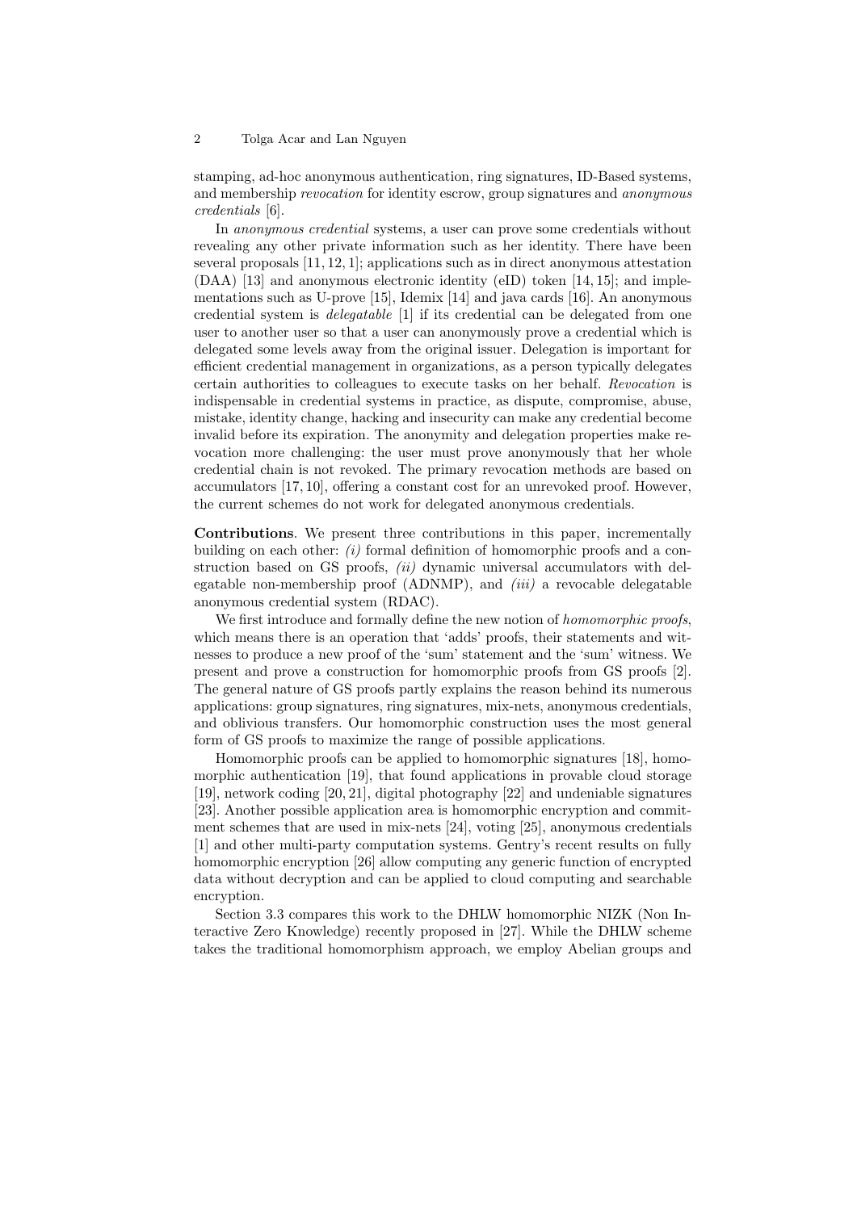stamping, ad-hoc anonymous authentication, ring signatures, ID-Based systems, and membership *revocation* for identity escrow, group signatures and *anonymous credentials* [6].

In *anonymous credential* systems, a user can prove some credentials without revealing any other private information such as her identity. There have been several proposals [11, 12, 1]; applications such as in direct anonymous attestation (DAA) [13] and anonymous electronic identity (eID) token [14, 15]; and implementations such as U-prove [15], Idemix [14] and java cards [16]. An anonymous credential system is *delegatable* [1] if its credential can be delegated from one user to another user so that a user can anonymously prove a credential which is delegated some levels away from the original issuer. Delegation is important for efficient credential management in organizations, as a person typically delegates certain authorities to colleagues to execute tasks on her behalf. *Revocation* is indispensable in credential systems in practice, as dispute, compromise, abuse, mistake, identity change, hacking and insecurity can make any credential become invalid before its expiration. The anonymity and delegation properties make revocation more challenging: the user must prove anonymously that her whole credential chain is not revoked. The primary revocation methods are based on accumulators [17, 10], offering a constant cost for an unrevoked proof. However, the current schemes do not work for delegated anonymous credentials.

**Contributions**. We present three contributions in this paper, incrementally building on each other: *(i)* formal definition of homomorphic proofs and a construction based on GS proofs, *(ii)* dynamic universal accumulators with delegatable non-membership proof (ADNMP), and *(iii)* a revocable delegatable anonymous credential system (RDAC).

We first introduce and formally define the new notion of *homomorphic proofs*, which means there is an operation that 'adds' proofs, their statements and witnesses to produce a new proof of the 'sum' statement and the 'sum' witness. We present and prove a construction for homomorphic proofs from GS proofs [2]. The general nature of GS proofs partly explains the reason behind its numerous applications: group signatures, ring signatures, mix-nets, anonymous credentials, and oblivious transfers. Our homomorphic construction uses the most general form of GS proofs to maximize the range of possible applications.

Homomorphic proofs can be applied to homomorphic signatures [18], homomorphic authentication [19], that found applications in provable cloud storage [19], network coding [20, 21], digital photography [22] and undeniable signatures [23]. Another possible application area is homomorphic encryption and commitment schemes that are used in mix-nets [24], voting [25], anonymous credentials [1] and other multi-party computation systems. Gentry's recent results on fully homomorphic encryption [26] allow computing any generic function of encrypted data without decryption and can be applied to cloud computing and searchable encryption.

Section 3.3 compares this work to the DHLW homomorphic NIZK (Non Interactive Zero Knowledge) recently proposed in [27]. While the DHLW scheme takes the traditional homomorphism approach, we employ Abelian groups and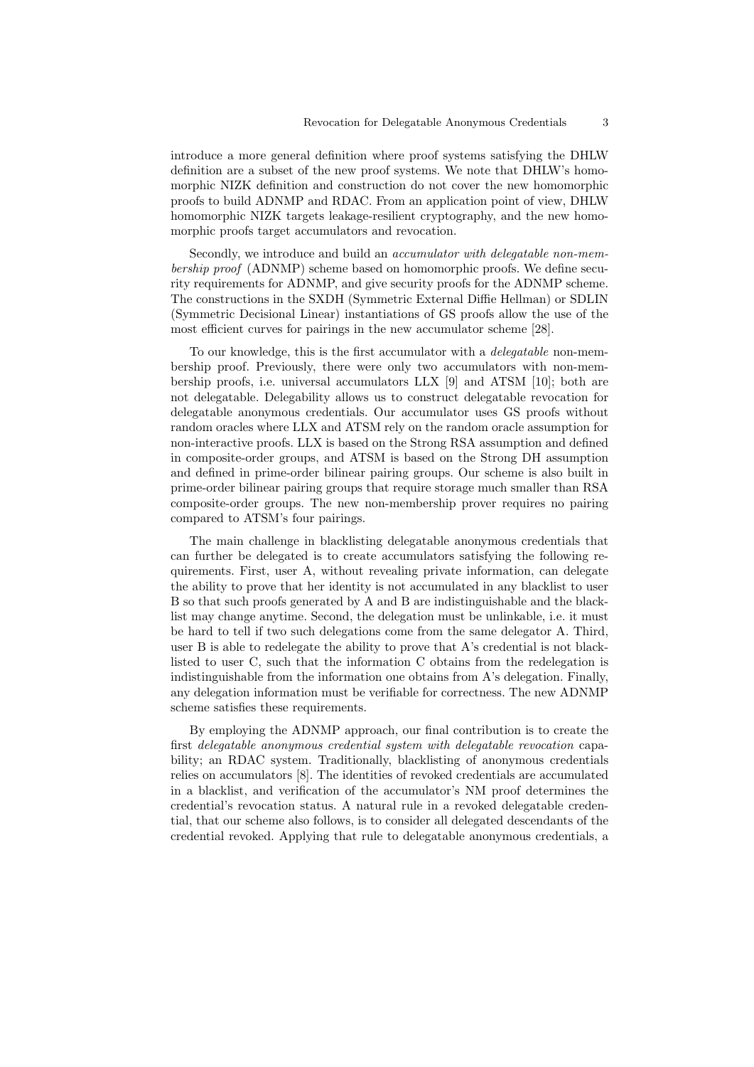introduce a more general definition where proof systems satisfying the DHLW definition are a subset of the new proof systems. We note that DHLW's homomorphic NIZK definition and construction do not cover the new homomorphic proofs to build ADNMP and RDAC. From an application point of view, DHLW homomorphic NIZK targets leakage-resilient cryptography, and the new homomorphic proofs target accumulators and revocation.

Secondly, we introduce and build an *accumulator with delegatable non-membership proof* (ADNMP) scheme based on homomorphic proofs. We define security requirements for ADNMP, and give security proofs for the ADNMP scheme. The constructions in the SXDH (Symmetric External Diffie Hellman) or SDLIN (Symmetric Decisional Linear) instantiations of GS proofs allow the use of the most efficient curves for pairings in the new accumulator scheme [28].

To our knowledge, this is the first accumulator with a *delegatable* non-membership proof. Previously, there were only two accumulators with non-membership proofs, i.e. universal accumulators LLX [9] and ATSM [10]; both are not delegatable. Delegability allows us to construct delegatable revocation for delegatable anonymous credentials. Our accumulator uses GS proofs without random oracles where LLX and ATSM rely on the random oracle assumption for non-interactive proofs. LLX is based on the Strong RSA assumption and defined in composite-order groups, and ATSM is based on the Strong DH assumption and defined in prime-order bilinear pairing groups. Our scheme is also built in prime-order bilinear pairing groups that require storage much smaller than RSA composite-order groups. The new non-membership prover requires no pairing compared to ATSM's four pairings.

The main challenge in blacklisting delegatable anonymous credentials that can further be delegated is to create accumulators satisfying the following requirements. First, user A, without revealing private information, can delegate the ability to prove that her identity is not accumulated in any blacklist to user B so that such proofs generated by A and B are indistinguishable and the blacklist may change anytime. Second, the delegation must be unlinkable, i.e. it must be hard to tell if two such delegations come from the same delegator A. Third, user B is able to redelegate the ability to prove that A's credential is not blacklisted to user C, such that the information C obtains from the redelegation is indistinguishable from the information one obtains from A's delegation. Finally, any delegation information must be verifiable for correctness. The new ADNMP scheme satisfies these requirements.

By employing the ADNMP approach, our final contribution is to create the first *delegatable anonymous credential system with delegatable revocation* capability; an RDAC system. Traditionally, blacklisting of anonymous credentials relies on accumulators [8]. The identities of revoked credentials are accumulated in a blacklist, and verification of the accumulator's NM proof determines the credential's revocation status. A natural rule in a revoked delegatable credential, that our scheme also follows, is to consider all delegated descendants of the credential revoked. Applying that rule to delegatable anonymous credentials, a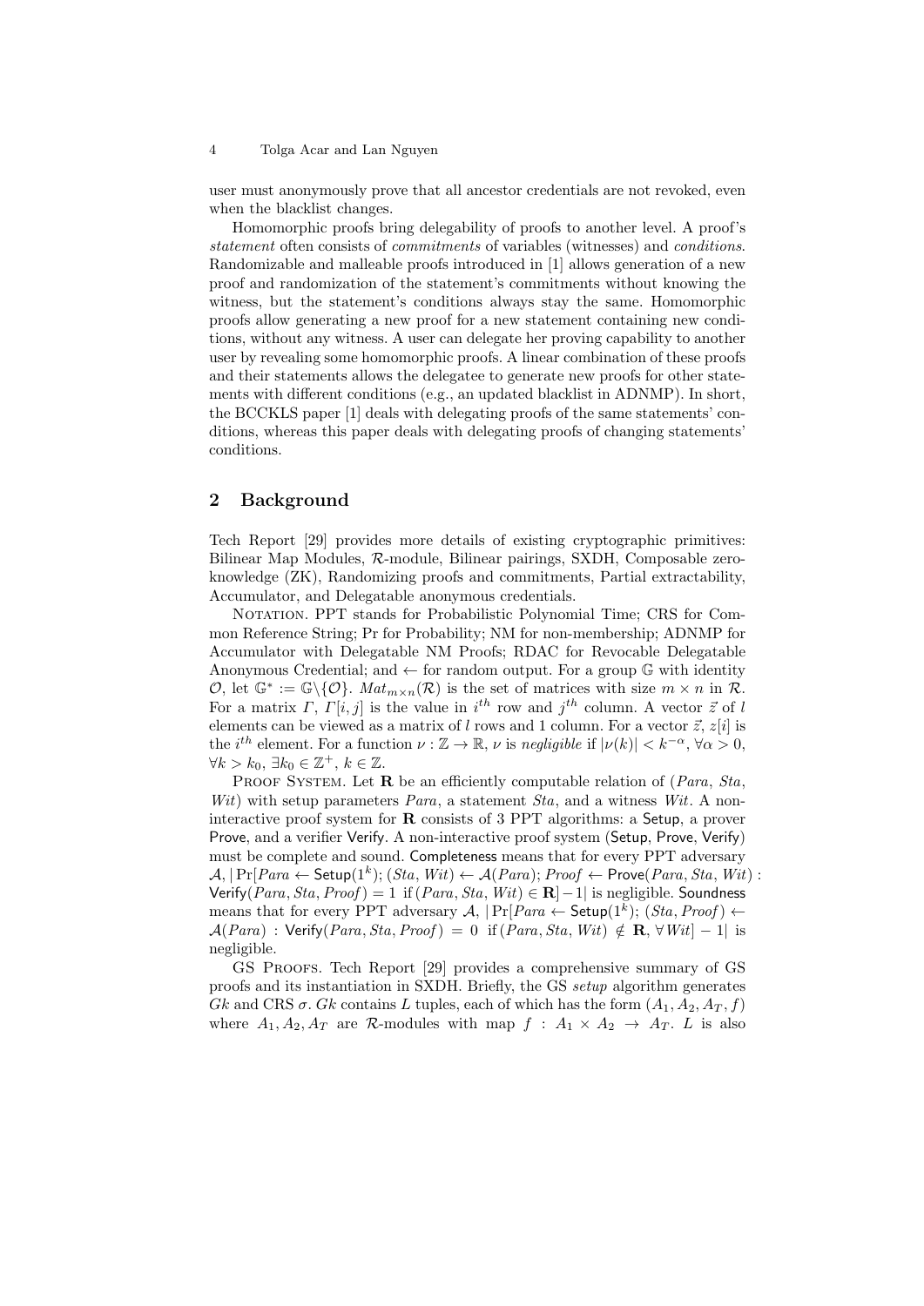user must anonymously prove that all ancestor credentials are not revoked, even when the blacklist changes.

Homomorphic proofs bring delegability of proofs to another level. A proof's *statement* often consists of *commitments* of variables (witnesses) and *conditions*. Randomizable and malleable proofs introduced in [1] allows generation of a new proof and randomization of the statement's commitments without knowing the witness, but the statement's conditions always stay the same. Homomorphic proofs allow generating a new proof for a new statement containing new conditions, without any witness. A user can delegate her proving capability to another user by revealing some homomorphic proofs. A linear combination of these proofs and their statements allows the delegatee to generate new proofs for other statements with different conditions (e.g., an updated blacklist in ADNMP). In short, the BCCKLS paper [1] deals with delegating proofs of the same statements' conditions, whereas this paper deals with delegating proofs of changing statements' conditions.

## 2 Background

Tech Report [29] provides more details of existing cryptographic primitives: Bilinear Map Modules, $\mathcal{R}$-module, Bilinear pairings, SXDH, Composable zero-knowledge (ZK), Randomizing proofs and commitments, Partial extractability, Accumulator, and Delegatable anonymous credentials.

Notation. PPT stands for Probabilistic Polynomial Time; CRS for Common Reference String; Pr for Probability; NM for non-membership; ADNMP for Accumulator with Delegatable NM Proofs; RDAC for Revocable Delegatable Anonymous Credential; and $\leftarrow$ for random output. For a group $\mathbb{G}$ with identity $\mathcal{O}$, let $\mathbb{G}^* := \mathbb{G}\backslash\{\mathcal{O}\}$. $Mat_{m\times n}(\mathcal{R})$ is the set of matrices with size $m \times n$ in $\mathcal{R}$. For a matrix $\Gamma$, $\Gamma[i,j]$ is the value in $i^{th}$ row and $j^{th}$ column. A vector $\vec{z}$ of $l$ elements can be viewed as a matrix of $l$ rows and 1 column. For a vector $\vec{z}$, $z[i]$ is the $i^{th}$ element. For a function $\nu : \mathbb{Z} \to \mathbb{R}$, $\nu$ is *negligible* if $|\nu(k)| < k^{-\alpha}$, $\forall \alpha > 0$, $\forall k > k_0$, $\exists k_0 \in \mathbb{Z}^+$, $k \in \mathbb{Z}$.

Proof System. Let $\mathbf{R}$ be an efficiently computable relation of ($Para$, $Sta$, $Wit$) with setup parameters $Para$, a statement $Sta$, and a witness $Wit$. A non-interactive proof system for $\mathbf{R}$ consists of 3 PPT algorithms: a $\mathsf{Setup}$, a prover $\mathsf{Prove}$, and a verifier $\mathsf{Verify}$. A non-interactive proof system ($\mathsf{Setup}$, $\mathsf{Prove}$, $\mathsf{Verify}$) must be complete and sound. $\mathsf{Completeness}$ means that for every PPT adversary $\mathcal{A}$, $|\Pr[Para \leftarrow \mathsf{Setup}(1^k);\, (Sta, Wit) \leftarrow \mathcal{A}(Para);\, Proof \leftarrow \mathsf{Prove}(Para, Sta, Wit) : \mathsf{Verify}(Para, Sta, Proof) = 1 \text{ if } (Para, Sta, Wit) \in \mathbf{R}] - 1|$ is negligible. $\mathsf{Soundness}$ means that for every PPT adversary $\mathcal{A}$, $|\Pr[Para \leftarrow \mathsf{Setup}(1^k);\, (Sta, Proof) \leftarrow \mathcal{A}(Para) : \mathsf{Verify}(Para, Sta, Proof) = 0 \text{ if } (Para, Sta, Wit) \notin \mathbf{R},\, \forall Wit] - 1|$ is negligible.

GS Proofs. Tech Report [29] provides a comprehensive summary of GS proofs and its instantiation in SXDH. Briefly, the GS *setup* algorithm generates $Gk$ and CRS $\sigma$. $Gk$ contains $L$ tuples, each of which has the form $(A_1, A_2, A_T, f)$ where $A_1, A_2, A_T$ are $\mathcal{R}$-modules with map $f : A_1 \times A_2 \to A_T$. $L$ is also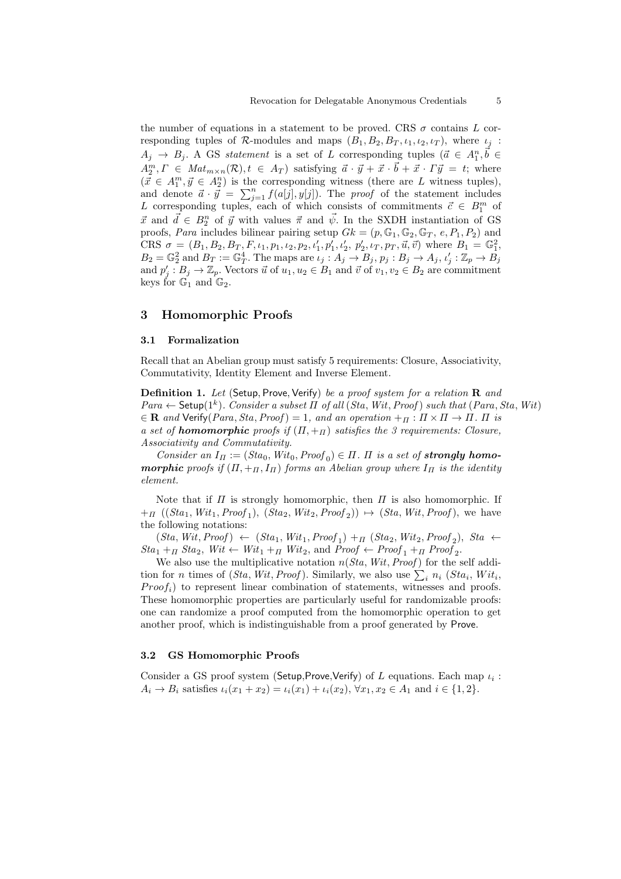the number of equations in a statement to be proved. CRS $\sigma$ contains $L$ corresponding tuples of $\mathcal{R}$-modules and maps $(B_1, B_2, B_T, \iota_1, \iota_2, \iota_T)$, where $\iota_j : A_j \to B_j$. A GS *statement* is a set of $L$ corresponding tuples ($\vec{a} \in A_1^n, \vec{b} \in A_2^m, \Gamma \in Mat_{m\times n}(\mathcal{R}), t \in A_T$) satisfying $\vec{a} \cdot \vec{y} + \vec{x} \cdot \vec{b} + \vec{x} \cdot \Gamma\vec{y} = t$; where ($\vec{x} \in A_1^m, \vec{y} \in A_2^n$) is the corresponding witness (there are $L$ witness tuples), and denote $\vec{a} \cdot \vec{y} = \sum_{j=1}^{n} f(a[j], y[j])$. The *proof* of the statement includes $L$ corresponding tuples, each of which consists of commitments $\vec{c} \in B_1^m$ of $\vec{x}$ and $\vec{d} \in B_2^n$ of $\vec{y}$ with values $\vec{\pi}$ and $\vec{\psi}$. In the SXDH instantiation of GS proofs, *Para* includes bilinear pairing setup $Gk = (p, \mathbb{G}_1, \mathbb{G}_2, \mathbb{G}_T, e, P_1, P_2)$ and CRS $\sigma = (B_1, B_2, B_T, F, \iota_1, p_1, \iota_2, p_2, \iota_1', p_1', \iota_2', p_2', \iota_T, p_T, \vec{u}, \vec{v})$ where $B_1 = \mathbb{G}_1^2$, $B_2 = \mathbb{G}_2^2$ and $B_T := \mathbb{G}_T^4$. The maps are $\iota_j : A_j \to B_j$, $p_j : B_j \to A_j$, $\iota_j' : \mathbb{Z}_p \to B_j$ and $p_j' : B_j \to \mathbb{Z}_p$. Vectors $\vec{u}$ of $u_1, u_2 \in B_1$ and $\vec{v}$ of $v_1, v_2 \in B_2$ are commitment keys for $\mathbb{G}_1$ and $\mathbb{G}_2$.

## 3 Homomorphic Proofs

### 3.1 Formalization

Recall that an Abelian group must satisfy 5 requirements: Closure, Associativity, Commutativity, Identity Element and Inverse Element.

**Definition 1.** *Let* (Setup, Prove, Verify) *be a proof system for a relation* $\mathbf{R}$ *and* $Para \leftarrow \mathsf{Setup}(1^k)$. *Consider a subset* $\Pi$ *of all* $(Sta, Wit, Proof)$ *such that* $(Para, Sta, Wit) \in \mathbf{R}$ *and* $\mathsf{Verify}(Para, Sta, Proof) = 1$, *and an operation* $+_\Pi : \Pi \times \Pi \to \Pi$. $\Pi$ *is a set of* ***homomorphic*** *proofs if* $(\Pi, +_\Pi)$ *satisfies the 3 requirements: Closure, Associativity and Commutativity.*

*Consider an* $I_\Pi := (Sta_0, Wit_0, Proof_0) \in \Pi$. $\Pi$ *is a set of* ***strongly homomorphic*** *proofs if* $(\Pi, +_\Pi, I_\Pi)$ *forms an Abelian group where* $I_\Pi$ *is the identity element.*

Note that if $\Pi$ is strongly homomorphic, then $\Pi$ is also homomorphic. If $+_\Pi$ $((Sta_1, Wit_1, Proof_1), (Sta_2, Wit_2, Proof_2)) \mapsto (Sta, Wit, Proof)$, we have the following notations:

$(Sta, Wit, Proof) \leftarrow (Sta_1, Wit_1, Proof_1) +_\Pi (Sta_2, Wit_2, Proof_2)$, $Sta \leftarrow Sta_1 +_\Pi Sta_2$, $Wit \leftarrow Wit_1 +_\Pi Wit_2$, and $Proof \leftarrow Proof_1 +_\Pi Proof_2$.

We also use the multiplicative notation $n(Sta, Wit, Proof)$ for the self addition for $n$ times of $(Sta, Wit, Proof)$. Similarly, we also use $\sum_i n_i\ (Sta_i, Wit_i, Proof_i)$ to represent linear combination of statements, witnesses and proofs. These homomorphic properties are particularly useful for randomizable proofs: one can randomize a proof computed from the homomorphic operation to get another proof, which is indistinguishable from a proof generated by Prove.

### 3.2 GS Homomorphic Proofs

Consider a GS proof system (Setup,Prove,Verify) of $L$ equations. Each map $\iota_i : A_i \to B_i$ satisfies $\iota_i(x_1 + x_2) = \iota_i(x_1) + \iota_i(x_2)$, $\forall x_1, x_2 \in A_1$ and $i \in \{1, 2\}$.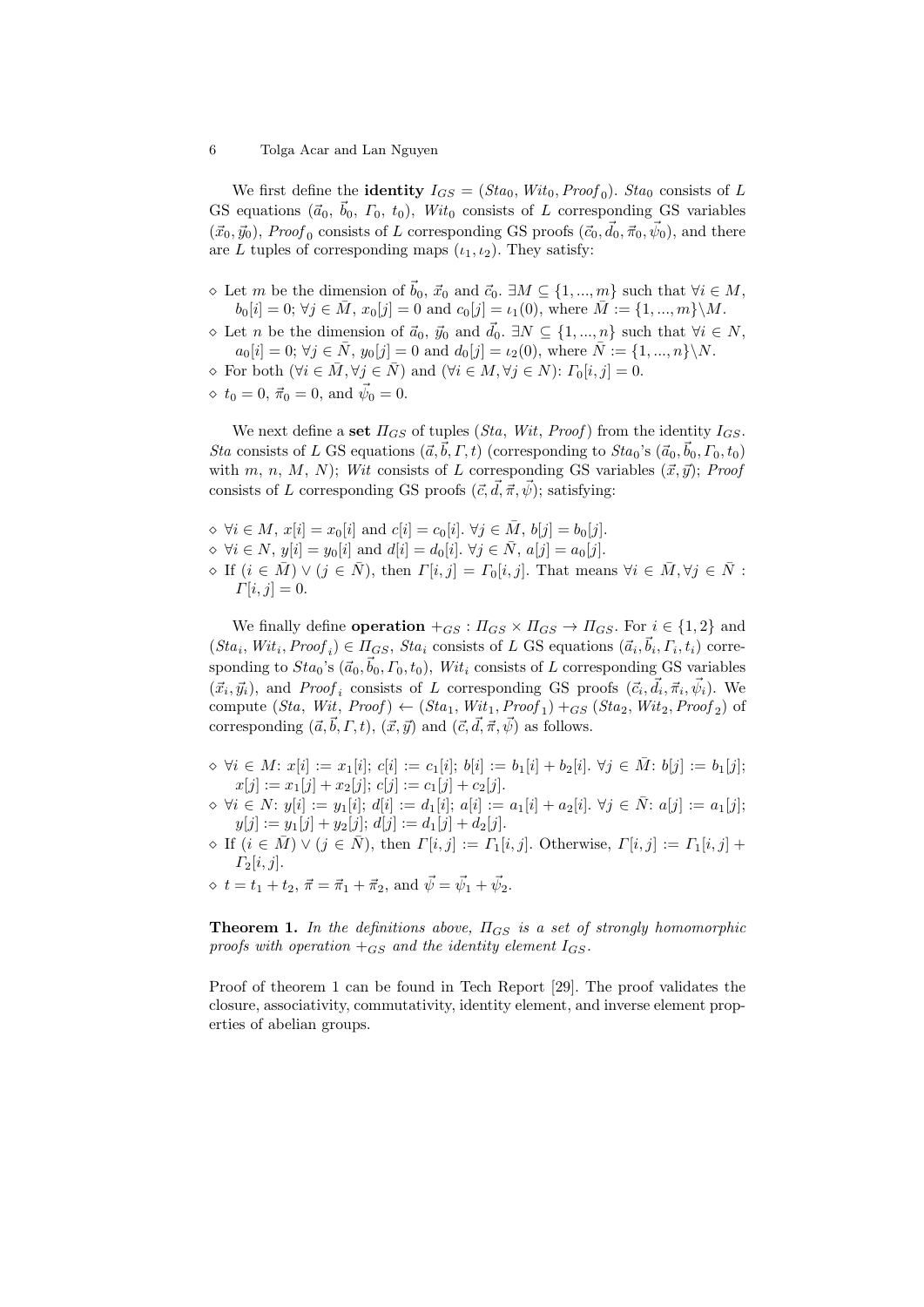We first define the **identity** $I_{GS} = (Sta_0, Wit_0, Proof_0)$. $Sta_0$ consists of $L$ GS equations $(\vec{a}_0, \vec{b}_0, \Gamma_0, t_0)$, $Wit_0$ consists of $L$ corresponding GS variables $(\vec{x}_0, \vec{y}_0)$, $Proof_0$ consists of $L$ corresponding GS proofs $(\vec{c}_0, \vec{d}_0, \vec{\pi}_0, \vec{\psi}_0)$, and there are $L$ tuples of corresponding maps $(\iota_1, \iota_2)$. They satisfy:

- ⋄ Let $m$ be the dimension of $\vec{b}_0$, $\vec{x}_0$ and $\vec{c}_0$. $\exists M \subseteq \{1, ..., m\}$ such that $\forall i \in M$, $b_0[i] = 0$; $\forall j \in \bar{M}$, $x_0[j] = 0$ and $c_0[j] = \iota_1(0)$, where $\bar{M} := \{1, ..., m\} \backslash M$.
- ⋄ Let $n$ be the dimension of $\vec{a}_0$, $\vec{y}_0$ and $\vec{d}_0$. $\exists N \subseteq \{1, ..., n\}$ such that $\forall i \in N$, $a_0[i] = 0$; $\forall j \in \bar{N}$, $y_0[j] = 0$ and $d_0[j] = \iota_2(0)$, where $\bar{N} := \{1, ..., n\} \backslash N$.
- ⋄ For both $(\forall i \in \bar{M}, \forall j \in \bar{N})$ and $(\forall i \in M, \forall j \in N)$: $\Gamma_0[i, j] = 0$.
- ⋄ $t_0 = 0$, $\vec{\pi}_0 = 0$, and $\vec{\psi}_0 = 0$.

We next define a **set** $\Pi_{GS}$ of tuples $(Sta, Wit, Proof)$ from the identity $I_{GS}$. $Sta$ consists of $L$ GS equations $(\vec{a}, \vec{b}, \Gamma, t)$ (corresponding to $Sta_0$'s $(\vec{a}_0, \vec{b}_0, \Gamma_0, t_0)$ with $m$, $n$, $M$, $N$); $Wit$ consists of $L$ corresponding GS variables $(\vec{x}, \vec{y})$; $Proof$ consists of $L$ corresponding GS proofs $(\vec{c}, \vec{d}, \vec{\pi}, \vec{\psi})$; satisfying:

- ⋄ $\forall i \in M$, $x[i] = x_0[i]$ and $c[i] = c_0[i]$. $\forall j \in \bar{M}$, $b[j] = b_0[j]$.
- ⋄ $\forall i \in N$, $y[i] = y_0[i]$ and $d[i] = d_0[i]$. $\forall j \in \bar{N}$, $a[j] = a_0[j]$.
- ⋄ If $(i \in \bar{M}) \vee (j \in \bar{N})$, then $\Gamma[i, j] = \Gamma_0[i, j]$. That means $\forall i \in \bar{M}, \forall j \in \bar{N}$ : $\Gamma[i, j] = 0$.

We finally define **operation** $+_{GS} : \Pi_{GS} \times \Pi_{GS} \to \Pi_{GS}$. For $i \in \{1, 2\}$ and $(Sta_i, Wit_i, Proof_i) \in \Pi_{GS}$, $Sta_i$ consists of $L$ GS equations $(\vec{a}_i, \vec{b}_i, \Gamma_i, t_i)$ corresponding to $Sta_0$'s $(\vec{a}_0, \vec{b}_0, \Gamma_0, t_0)$, $Wit_i$ consists of $L$ corresponding GS variables $(\vec{x}_i, \vec{y}_i)$, and $Proof_i$ consists of $L$ corresponding GS proofs $(\vec{c}_i, \vec{d}_i, \vec{\pi}_i, \vec{\psi}_i)$. We compute $(Sta, Wit, Proof) \leftarrow (Sta_1, Wit_1, Proof_1) +_{GS} (Sta_2, Wit_2, Proof_2)$ of corresponding $(\vec{a}, \vec{b}, \Gamma, t)$, $(\vec{x}, \vec{y})$ and $(\vec{c}, \vec{d}, \vec{\pi}, \vec{\psi})$ as follows.

- ⋄ $\forall i \in M$: $x[i] := x_1[i]$; $c[i] := c_1[i]$; $b[i] := b_1[i] + b_2[i]$. $\forall j \in \bar{M}$: $b[j] := b_1[j]$; $x[j] := x_1[j] + x_2[j]$; $c[j] := c_1[j] + c_2[j]$.
- ⋄ $\forall i \in N$: $y[i] := y_1[i]$; $d[i] := d_1[i]$; $a[i] := a_1[i] + a_2[i]$. $\forall j \in \bar{N}$: $a[j] := a_1[j]$; $y[j] := y_1[j] + y_2[j]$; $d[j] := d_1[j] + d_2[j]$.
- ⋄ If $(i \in \bar{M}) \vee (j \in \bar{N})$, then $\Gamma[i, j] := \Gamma_1[i, j]$. Otherwise, $\Gamma[i, j] := \Gamma_1[i, j] + \Gamma_2[i, j]$.
- ⋄ $t = t_1 + t_2$, $\vec{\pi} = \vec{\pi}_1 + \vec{\pi}_2$, and $\vec{\psi} = \vec{\psi}_1 + \vec{\psi}_2$.

**Theorem 1.** *In the definitions above, $\Pi_{GS}$ is a set of strongly homomorphic proofs with operation $+_{GS}$ and the identity element $I_{GS}$.*

Proof of theorem 1 can be found in Tech Report [29]. The proof validates the closure, associativity, commutativity, identity element, and inverse element properties of abelian groups.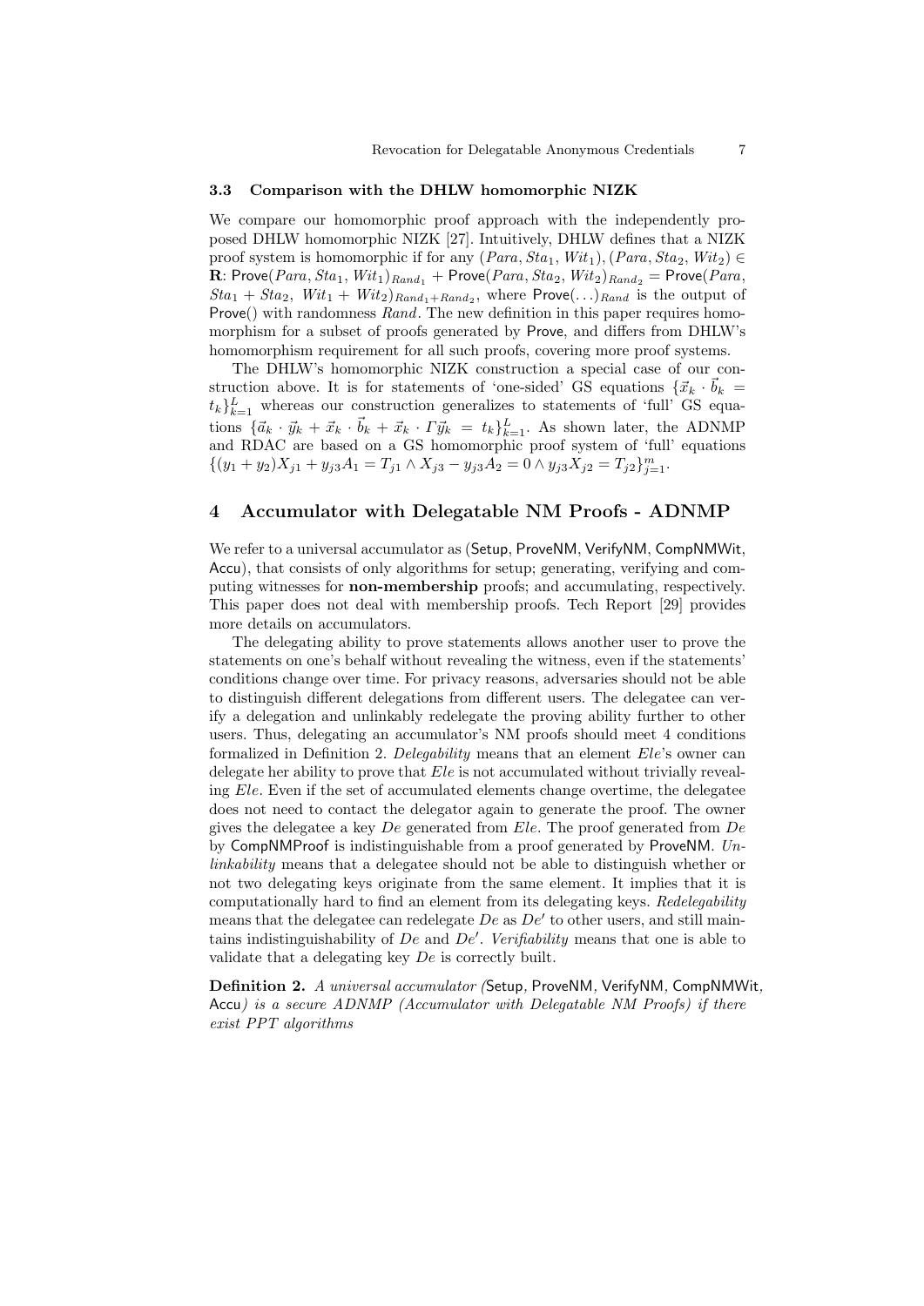### 3.3 Comparison with the DHLW homomorphic NIZK

We compare our homomorphic proof approach with the independently proposed DHLW homomorphic NIZK [27]. Intuitively, DHLW defines that a NIZK proof system is homomorphic if for any $(Para, Sta_1, Wit_1), (Para, Sta_2, Wit_2) \in$ $\mathbf{R}$: $\mathsf{Prove}(Para, Sta_1, Wit_1)_{Rand_1} + \mathsf{Prove}(Para, Sta_2, Wit_2)_{Rand_2} = \mathsf{Prove}(Para,$ $Sta_1 + Sta_2,\ Wit_1 + Wit_2)_{Rand_1+Rand_2}$, where $\mathsf{Prove}(\ldots)_{Rand}$ is the output of $\mathsf{Prove}()$ with randomness $Rand$. The new definition in this paper requires homomorphism for a subset of proofs generated by $\mathsf{Prove}$, and differs from DHLW's homomorphism requirement for all such proofs, covering more proof systems.

The DHLW's homomorphic NIZK construction a special case of our construction above. It is for statements of 'one-sided' GS equations $\{\vec{x}_k \cdot \vec{b}_k = t_k\}_{k=1}^{L}$ whereas our construction generalizes to statements of 'full' GS equations $\{\vec{a}_k \cdot \vec{y}_k + \vec{x}_k \cdot \vec{b}_k + \vec{x}_k \cdot \Gamma\vec{y}_k = t_k\}_{k=1}^{L}$. As shown later, the ADNMP and RDAC are based on a GS homomorphic proof system of 'full' equations $\{(y_1 + y_2)X_{j1} + y_{j3}A_1 = T_{j1} \wedge X_{j3} - y_{j3}A_2 = 0 \wedge y_{j3}X_{j2} = T_{j2}\}_{j=1}^{m}$.

## 4 Accumulator with Delegatable NM Proofs - ADNMP

We refer to a universal accumulator as ($\mathsf{Setup}$, $\mathsf{ProveNM}$, $\mathsf{VerifyNM}$, $\mathsf{CompNMWit}$, $\mathsf{Accu}$), that consists of only algorithms for setup; generating, verifying and computing witnesses for **non-membership** proofs; and accumulating, respectively. This paper does not deal with membership proofs. Tech Report [29] provides more details on accumulators.

The delegating ability to prove statements allows another user to prove the statements on one's behalf without revealing the witness, even if the statements' conditions change over time. For privacy reasons, adversaries should not be able to distinguish different delegations from different users. The delegatee can verify a delegation and unlinkably redelegate the proving ability further to other users. Thus, delegating an accumulator's NM proofs should meet 4 conditions formalized in Definition 2. *Delegability* means that an element $Ele$'s owner can delegate her ability to prove that $Ele$ is not accumulated without trivially revealing $Ele$. Even if the set of accumulated elements change overtime, the delegatee does not need to contact the delegator again to generate the proof. The owner gives the delegatee a key $De$ generated from $Ele$. The proof generated from $De$ by $\mathsf{CompNMProof}$ is indistinguishable from a proof generated by $\mathsf{ProveNM}$. *Unlinkability* means that a delegatee should not be able to distinguish whether or not two delegating keys originate from the same element. It implies that it is computationally hard to find an element from its delegating keys. *Redelegability* means that the delegatee can redelegate $De$ as $De'$ to other users, and still maintains indistinguishability of $De$ and $De'$. *Verifiability* means that one is able to validate that a delegating key $De$ is correctly built.

**Definition 2.** *A universal accumulator (*$\mathsf{Setup}$*,* $\mathsf{ProveNM}$*,* $\mathsf{VerifyNM}$*,* $\mathsf{CompNMWit}$*,* $\mathsf{Accu}$*) is a secure ADNMP (Accumulator with Delegatable NM Proofs) if there exist PPT algorithms*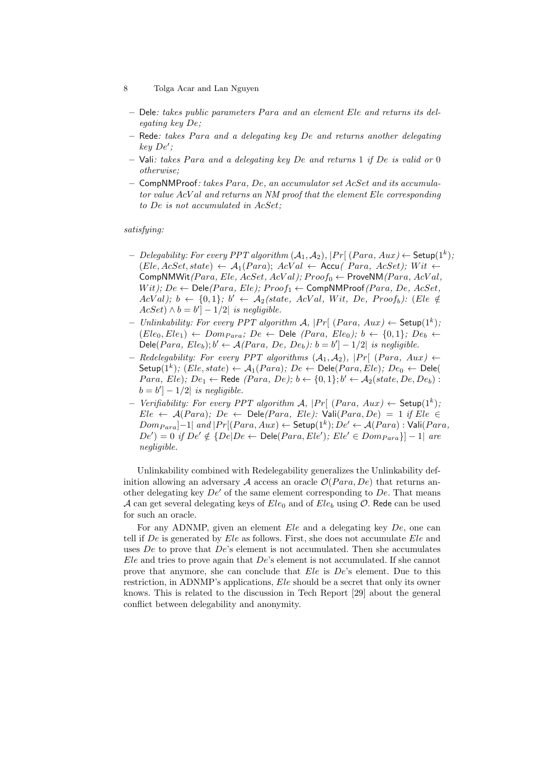– Dele*: takes public parameters $Para$ and an element $Ele$ and returns its delegating key $De$;*
– Rede*: takes $Para$ and a delegating key $De$ and returns another delegating key $De'$;*
– Vali*: takes $Para$ and a delegating key $De$ and returns 1 if $De$ is valid or 0 otherwise;*
– CompNMProof*: takes $Para$, $De$, an accumulator set $AcSet$ and its accumulator value $AcVal$ and returns an NM proof that the element $Ele$ corresponding to $De$ is not accumulated in $AcSet$;*

*satisfying:*

– *Delegability: For every PPT algorithm* $(\mathcal{A}_1, \mathcal{A}_2)$, $|Pr[\ (Para,\ Aux) \leftarrow \mathsf{Setup}(1^k);\ (Ele, AcSet, state) \leftarrow \mathcal{A}_1(Para);\ AcVal \leftarrow \mathsf{Accu}(\ Para,\ AcSet);\ Wit \leftarrow \mathsf{CompNMWit}(Para,\ Ele,\ AcSet,\ AcVal);\ Proof_0 \leftarrow \mathsf{ProveNM}(Para,\ AcVal,\ Wit);\ De \leftarrow \mathsf{Dele}(Para,\ Ele);\ Proof_1 \leftarrow \mathsf{CompNMProof}(Para,\ De,\ AcSet,\ AcVal);\ b \leftarrow \{0,1\};\ b' \leftarrow \mathcal{A}_2(state,\ AcVal,\ Wit,\ De,\ Proof_b):\ (Ele \notin AcSet) \wedge b = b'] - 1/2|$ *is negligible.*
– *Unlinkability: For every PPT algorithm* $\mathcal{A}$, $|Pr[\ (Para,\ Aux) \leftarrow \mathsf{Setup}(1^k);\ (Ele_0, Ele_1) \leftarrow Dom_{Para};\ De \leftarrow \mathsf{Dele}\ (Para,\ Ele_0);\ b \leftarrow \{0,1\};\ De_b \leftarrow \mathsf{Dele}(Para,\ Ele_b); b' \leftarrow \mathcal{A}(Para,\ De,\ De_b):\ b = b'] - 1/2|$ *is negligible.*
– *Redelegability: For every PPT algorithms* $(\mathcal{A}_1, \mathcal{A}_2)$, $|Pr[\ (Para,\ Aux) \leftarrow \mathsf{Setup}(1^k);\ (Ele, state) \leftarrow \mathcal{A}_1(Para);\ De \leftarrow \mathsf{Dele}(Para, Ele);\ De_0 \leftarrow \mathsf{Dele}(\ Para,\ Ele);\ De_1 \leftarrow \mathsf{Rede}\ (Para,\ De);\ b \leftarrow \{0,1\}; b' \leftarrow \mathcal{A}_2(state, De, De_b) :\ b = b'] - 1/2|$ *is negligible.*
– *Verifiability: For every PPT algorithm* $\mathcal{A}$, $|Pr[\ (Para,\ Aux) \leftarrow \mathsf{Setup}(1^k);\ Ele \leftarrow \mathcal{A}(Para);\ De \leftarrow \mathsf{Dele}(Para,\ Ele):\ \mathsf{Vali}(Para, De) = 1 \text{ if } Ele \in Dom_{Para}] - 1|$ *and* $|Pr[(Para, Aux) \leftarrow \mathsf{Setup}(1^k); De' \leftarrow \mathcal{A}(Para) : \mathsf{Vali}(Para,\ De') = 0 \text{ if } De' \notin \{De | De \leftarrow \mathsf{Dele}(Para, Ele');\ Ele' \in Dom_{Para}\}] - 1|$ *are negligible.*

Unlinkability combined with Redelegability generalizes the Unlinkability definition allowing an adversary $\mathcal{A}$ access an oracle $\mathcal{O}(Para, De)$ that returns another delegating key $De'$ of the same element corresponding to $De$. That means $\mathcal{A}$ can get several delegating keys of $Ele_0$ and of $Ele_b$ using $\mathcal{O}$. Rede can be used for such an oracle.

For any ADNMP, given an element $Ele$ and a delegating key $De$, one can tell if $De$ is generated by $Ele$ as follows. First, she does not accumulate $Ele$ and uses $De$ to prove that $De$'s element is not accumulated. Then she accumulates $Ele$ and tries to prove again that $De$'s element is not accumulated. If she cannot prove that anymore, she can conclude that $Ele$ is $De$'s element. Due to this restriction, in ADNMP's applications, $Ele$ should be a secret that only its owner knows. This is related to the discussion in Tech Report [29] about the general conflict between delegability and anonymity.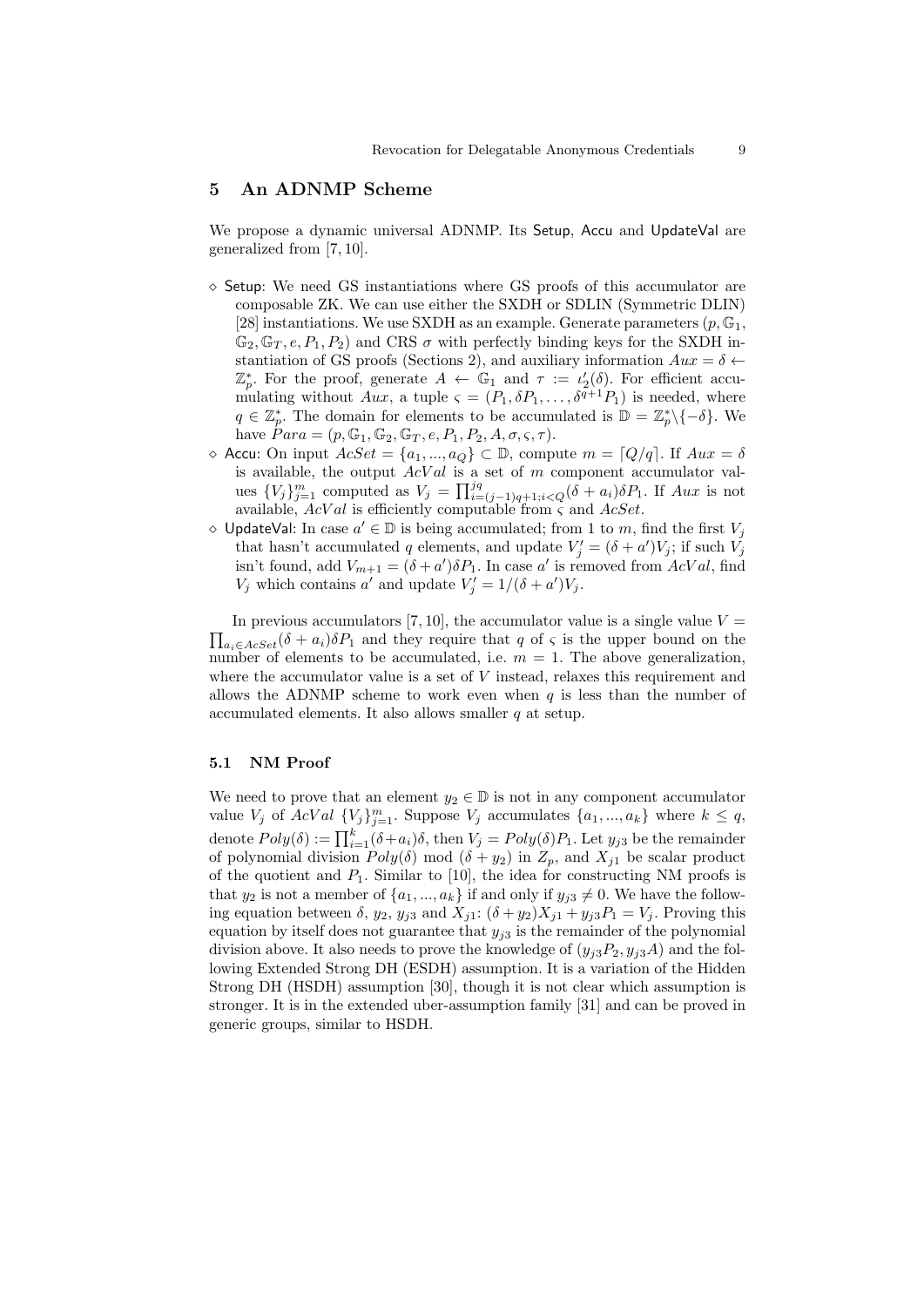## 5 An ADNMP Scheme

We propose a dynamic universal ADNMP. Its Setup, Accu and UpdateVal are generalized from [7, 10].

- ⋄ Setup: We need GS instantiations where GS proofs of this accumulator are composable ZK. We can use either the SXDH or SDLIN (Symmetric DLIN) [28] instantiations. We use SXDH as an example. Generate parameters $(p, \mathbb{G}_1, \mathbb{G}_2, \mathbb{G}_T, e, P_1, P_2)$ and CRS $\sigma$ with perfectly binding keys for the SXDH instantiation of GS proofs (Sections 2), and auxiliary information $Aux = \delta \leftarrow \mathbb{Z}_p^*$. For the proof, generate $A \leftarrow \mathbb{G}_1$ and $\tau := \iota_2'(\delta)$. For efficient accumulating without $Aux$, a tuple $\varsigma = (P_1, \delta P_1, \ldots, \delta^{q+1} P_1)$ is needed, where $q \in \mathbb{Z}_p^*$. The domain for elements to be accumulated is $\mathbb{D} = \mathbb{Z}_p^* \backslash \{-\delta\}$. We have $Para = (p, \mathbb{G}_1, \mathbb{G}_2, \mathbb{G}_T, e, P_1, P_2, A, \sigma, \varsigma, \tau)$.
- ⋄ Accu: On input $AcSet = \{a_1, ..., a_Q\} \subset \mathbb{D}$, compute $m = \lceil Q/q \rceil$. If $Aux = \delta$ is available, the output $AcVal$ is a set of $m$ component accumulator values $\{V_j\}_{j=1}^m$ computed as $V_j = \prod_{i=(j-1)q+1; i<Q}^{jq} (\delta + a_i)\delta P_1$. If $Aux$ is not available, $AcVal$ is efficiently computable from $\varsigma$ and $AcSet$.
- ⋄ UpdateVal: In case $a' \in \mathbb{D}$ is being accumulated; from 1 to $m$, find the first $V_j$ that hasn't accumulated $q$ elements, and update $V_j' = (\delta + a')V_j$; if such $V_j$ isn't found, add $V_{m+1} = (\delta + a')\delta P_1$. In case $a'$ is removed from $AcVal$, find $V_j$ which contains $a'$ and update $V_j' = 1/(\delta + a')V_j$.

In previous accumulators [7, 10], the accumulator value is a single value $V = \prod_{a_i \in AcSet} (\delta + a_i)\delta P_1$ and they require that $q$ of $\varsigma$ is the upper bound on the number of elements to be accumulated, i.e. $m = 1$. The above generalization, where the accumulator value is a set of $V$ instead, relaxes this requirement and allows the ADNMP scheme to work even when $q$ is less than the number of accumulated elements. It also allows smaller $q$ at setup.

### 5.1 NM Proof

We need to prove that an element $y_2 \in \mathbb{D}$ is not in any component accumulator value $V_j$ of $AcVal$ $\{V_j\}_{j=1}^m$. Suppose $V_j$ accumulates $\{a_1, ..., a_k\}$ where $k \leq q$, denote $Poly(\delta) := \prod_{i=1}^k (\delta + a_i)\delta$, then $V_j = Poly(\delta)P_1$. Let $y_{j3}$ be the remainder of polynomial division $Poly(\delta) \bmod (\delta + y_2)$ in $Z_p$, and $X_{j1}$ be scalar product of the quotient and $P_1$. Similar to [10], the idea for constructing NM proofs is that $y_2$ is not a member of $\{a_1, ..., a_k\}$ if and only if $y_{j3} \neq 0$. We have the following equation between $\delta$, $y_2$, $y_{j3}$ and $X_{j1}$: $(\delta + y_2)X_{j1} + y_{j3}P_1 = V_j$. Proving this equation by itself does not guarantee that $y_{j3}$ is the remainder of the polynomial division above. It also needs to prove the knowledge of $(y_{j3}P_2, y_{j3}A)$ and the following Extended Strong DH (ESDH) assumption. It is a variation of the Hidden Strong DH (HSDH) assumption [30], though it is not clear which assumption is stronger. It is in the extended uber-assumption family [31] and can be proved in generic groups, similar to HSDH.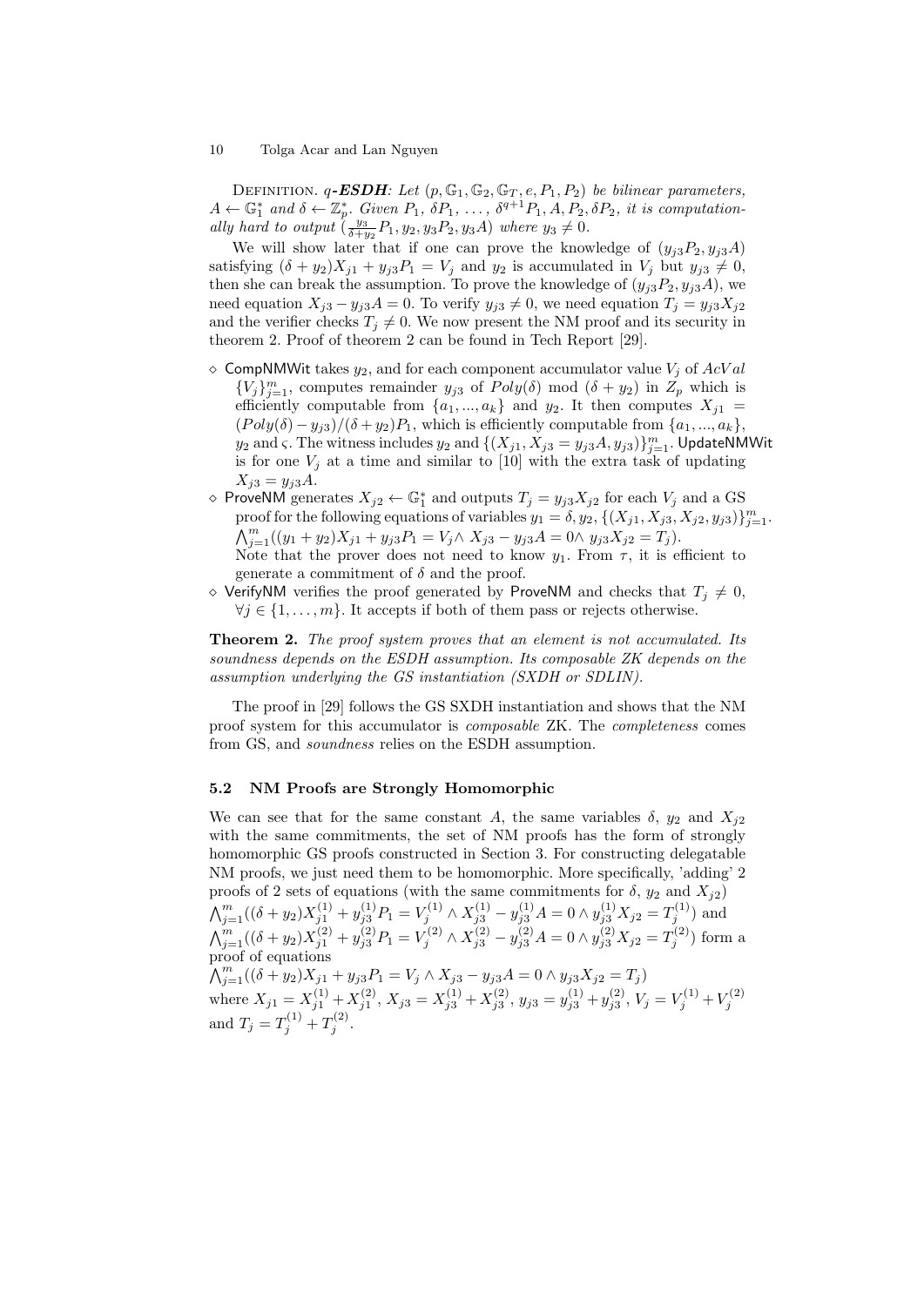DEFINITION. *$q$-**ESDH**: Let $(p, \mathbb{G}_1, \mathbb{G}_2, \mathbb{G}_T, e, P_1, P_2)$ be bilinear parameters, $A \leftarrow \mathbb{G}_1^*$ and $\delta \leftarrow \mathbb{Z}_p^*$. Given $P_1, \delta P_1, \ldots, \delta^{q+1} P_1, A, P_2, \delta P_2$, it is computationally hard to output $(\frac{y_3}{\delta + y_2} P_1, y_2, y_3 P_2, y_3 A)$ where $y_3 \neq 0$.*

We will show later that if one can prove the knowledge of $(y_{j3} P_2, y_{j3} A)$ satisfying $(\delta + y_2) X_{j1} + y_{j3} P_1 = V_j$ and $y_2$ is accumulated in $V_j$ but $y_{j3} \neq 0$, then she can break the assumption. To prove the knowledge of $(y_{j3} P_2, y_{j3} A)$, we need equation $X_{j3} - y_{j3} A = 0$. To verify $y_{j3} \neq 0$, we need equation $T_j = y_{j3} X_{j2}$ and the verifier checks $T_j \neq 0$. We now present the NM proof and its security in theorem 2. Proof of theorem 2 can be found in Tech Report [29].

- $\diamond$ CompNMWit takes $y_2$, and for each component accumulator value $V_j$ of $AcVal$ $\{V_j\}_{j=1}^m$, computes remainder $y_{j3}$ of $Poly(\delta)$ mod $(\delta + y_2)$ in $Z_p$ which is efficiently computable from $\{a_1, ..., a_k\}$ and $y_2$. It then computes $X_{j1} = (Poly(\delta) - y_{j3})/(\delta + y_2) P_1$, which is efficiently computable from $\{a_1, ..., a_k\}$, $y_2$ and $\varsigma$. The witness includes $y_2$ and $\{(X_{j1}, X_{j3} = y_{j3} A, y_{j3})\}_{j=1}^m$. UpdateNMWit is for one $V_j$ at a time and similar to [10] with the extra task of updating $X_{j3} = y_{j3} A$.
- $\diamond$ ProveNM generates $X_{j2} \leftarrow \mathbb{G}_1^*$ and outputs $T_j = y_{j3} X_{j2}$ for each $V_j$ and a GS proof for the following equations of variables $y_1 = \delta, y_2, \{(X_{j1}, X_{j3}, X_{j2}, y_{j3})\}_{j=1}^m$. $\bigwedge_{j=1}^m ((y_1 + y_2) X_{j1} + y_{j3} P_1 = V_j \wedge\ X_{j3} - y_{j3} A = 0 \wedge\ y_{j3} X_{j2} = T_j)$.
  Note that the prover does not need to know $y_1$. From $\tau$, it is efficient to generate a commitment of $\delta$ and the proof.
- $\diamond$ VerifyNM verifies the proof generated by ProveNM and checks that $T_j \neq 0$, $\forall j \in \{1, \ldots, m\}$. It accepts if both of them pass or rejects otherwise.

**Theorem 2.** *The proof system proves that an element is not accumulated. Its soundness depends on the ESDH assumption. Its composable ZK depends on the assumption underlying the GS instantiation (SXDH or SDLIN).*

The proof in [29] follows the GS SXDH instantiation and shows that the NM proof system for this accumulator is *composable* ZK. The *completeness* comes from GS, and *soundness* relies on the ESDH assumption.

### 5.2 NM Proofs are Strongly Homomorphic

We can see that for the same constant $A$, the same variables $\delta$, $y_2$ and $X_{j2}$ with the same commitments, the set of NM proofs has the form of strongly homomorphic GS proofs constructed in Section 3. For constructing delegatable NM proofs, we just need them to be homomorphic. More specifically, 'adding' 2 proofs of 2 sets of equations (with the same commitments for $\delta$, $y_2$ and $X_{j2}$) $\bigwedge_{j=1}^m ((\delta + y_2) X_{j1}^{(1)} + y_{j3}^{(1)} P_1 = V_j^{(1)} \wedge X_{j3}^{(1)} - y_{j3}^{(1)} A = 0 \wedge y_{j3}^{(1)} X_{j2} = T_j^{(1)})$ and $\bigwedge_{j=1}^m ((\delta + y_2) X_{j1}^{(2)} + y_{j3}^{(2)} P_1 = V_j^{(2)} \wedge X_{j3}^{(2)} - y_{j3}^{(2)} A = 0 \wedge y_{j3}^{(2)} X_{j2} = T_j^{(2)})$ form a proof of equations
$\bigwedge_{j=1}^m ((\delta + y_2) X_{j1} + y_{j3} P_1 = V_j \wedge X_{j3} - y_{j3} A = 0 \wedge y_{j3} X_{j2} = T_j)$
where $X_{j1} = X_{j1}^{(1)} + X_{j1}^{(2)}$, $X_{j3} = X_{j3}^{(1)} + X_{j3}^{(2)}$, $y_{j3} = y_{j3}^{(1)} + y_{j3}^{(2)}$, $V_j = V_j^{(1)} + V_j^{(2)}$ and $T_j = T_j^{(1)} + T_j^{(2)}$.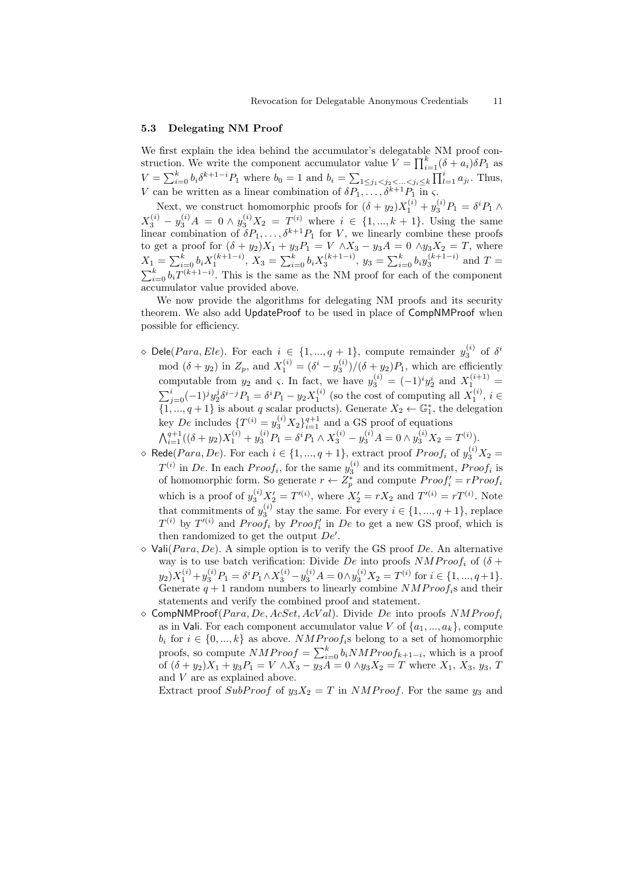### 5.3 Delegating NM Proof

We first explain the idea behind the accumulator's delegatable NM proof construction. We write the component accumulator value $V = \prod_{i=1}^{k}(\delta + a_i)\delta P_1$ as $V = \sum_{i=0}^{k} b_i \delta^{k+1-i} P_1$ where $b_0 = 1$ and $b_i = \sum_{1 \le j_1 < j_2 < \ldots < j_i \le k} \prod_{l=1}^{i} a_{j_l}$. Thus, $V$ can be written as a linear combination of $\delta P_1, \ldots, \delta^{k+1} P_1$ in $\varsigma$.

Next, we construct homomorphic proofs for $(\delta + y_2)X_1^{(i)} + y_3^{(i)} P_1 = \delta^i P_1 \wedge X_3^{(i)} - y_3^{(i)} A = 0 \wedge y_3^{(i)} X_2 = T^{(i)}$ where $i \in \{1, ..., k+1\}$. Using the same linear combination of $\delta P_1, \ldots, \delta^{k+1} P_1$ for $V$, we linearly combine these proofs to get a proof for $(\delta + y_2)X_1 + y_3 P_1 = V \wedge X_3 - y_3 A = 0 \wedge y_3 X_2 = T$, where $X_1 = \sum_{i=0}^{k} b_i X_1^{(k+1-i)}$, $X_3 = \sum_{i=0}^{k} b_i X_3^{(k+1-i)}$, $y_3 = \sum_{i=0}^{k} b_i y_3^{(k+1-i)}$ and $T = \sum_{i=0}^{k} b_i T^{(k+1-i)}$. This is the same as the NM proof for each of the component accumulator value provided above.

We now provide the algorithms for delegating NM proofs and its security theorem. We also add UpdateProof to be used in place of CompNMProof when possible for efficiency.

- Dele($Para, Ele$). For each $i \in \{1, ..., q+1\}$, compute remainder $y_3^{(i)}$ of $\delta^i$ mod $(\delta + y_2)$ in $Z_p$, and $X_1^{(i)} = (\delta^i - y_3^{(i)})/(\delta + y_2)P_1$, which are efficiently computable from $y_2$ and $\varsigma$. In fact, we have $y_3^{(i)} = (-1)^i y_2^i$ and $X_1^{(i+1)} = \sum_{j=0}^{i} (-1)^j y_2^j \delta^{i-j} P_1 = \delta^i P_1 - y_2 X_1^{(i)}$ (so the cost of computing all $X_1^{(i)}$, $i \in \{1, ..., q+1\}$ is about $q$ scalar products). Generate $X_2 \leftarrow \mathbb{G}_1^*$, the delegation key $De$ includes $\{T^{(i)} = y_3^{(i)} X_2\}_{i=1}^{q+1}$ and a GS proof of equations $\bigwedge_{i=1}^{q+1}((\delta + y_2)X_1^{(i)} + y_3^{(i)} P_1 = \delta^i P_1 \wedge X_3^{(i)} - y_3^{(i)} A = 0 \wedge y_3^{(i)} X_2 = T^{(i)})$.
- Rede($Para, De$). For each $i \in \{1, ..., q+1\}$, extract proof $Proof_i$ of $y_3^{(i)} X_2 = T^{(i)}$ in $De$. In each $Proof_i$, for the same $y_3^{(i)}$ and its commitment, $Proof_i$ is of homomorphic form. So generate $r \leftarrow Z_p^*$ and compute $Proof'_i = rProof_i$ which is a proof of $y_3^{(i)} X'_2 = T'^{(i)}$, where $X'_2 = rX_2$ and $T'^{(i)} = rT^{(i)}$. Note that commitments of $y_3^{(i)}$ stay the same. For every $i \in \{1, ..., q+1\}$, replace $T^{(i)}$ by $T'^{(i)}$ and $Proof_i$ by $Proof'_i$ in $De$ to get a new GS proof, which is then randomized to get the output $De'$.
- Vali($Para, De$). A simple option is to verify the GS proof $De$. An alternative way is to use batch verification: Divide $De$ into proofs $NMProof_i$ of $(\delta + y_2)X_1^{(i)} + y_3^{(i)} P_1 = \delta^i P_1 \wedge X_3^{(i)} - y_3^{(i)} A = 0 \wedge y_3^{(i)} X_2 = T^{(i)}$ for $i \in \{1, ..., q+1\}$. Generate $q+1$ random numbers to linearly combine $NMProof_i$s and their statements and verify the combined proof and statement.
- CompNMProof($Para, De, AcSet, AcVal$). Divide $De$ into proofs $NMProof_i$ as in Vali. For each component accumulator value $V$ of $\{a_1, ..., a_k\}$, compute $b_i$ for $i \in \{0, ..., k\}$ as above. $NMProof_i$s belong to a set of homomorphic proofs, so compute $NMProof = \sum_{i=0}^{k} b_i NMProof_{k+1-i}$, which is a proof of $(\delta + y_2)X_1 + y_3 P_1 = V \wedge X_3 - y_3 A = 0 \wedge y_3 X_2 = T$ where $X_1$, $X_3$, $y_3$, $T$ and $V$ are as explained above.

  Extract proof $SubProof$ of $y_3 X_2 = T$ in $NMProof$. For the same $y_3$ and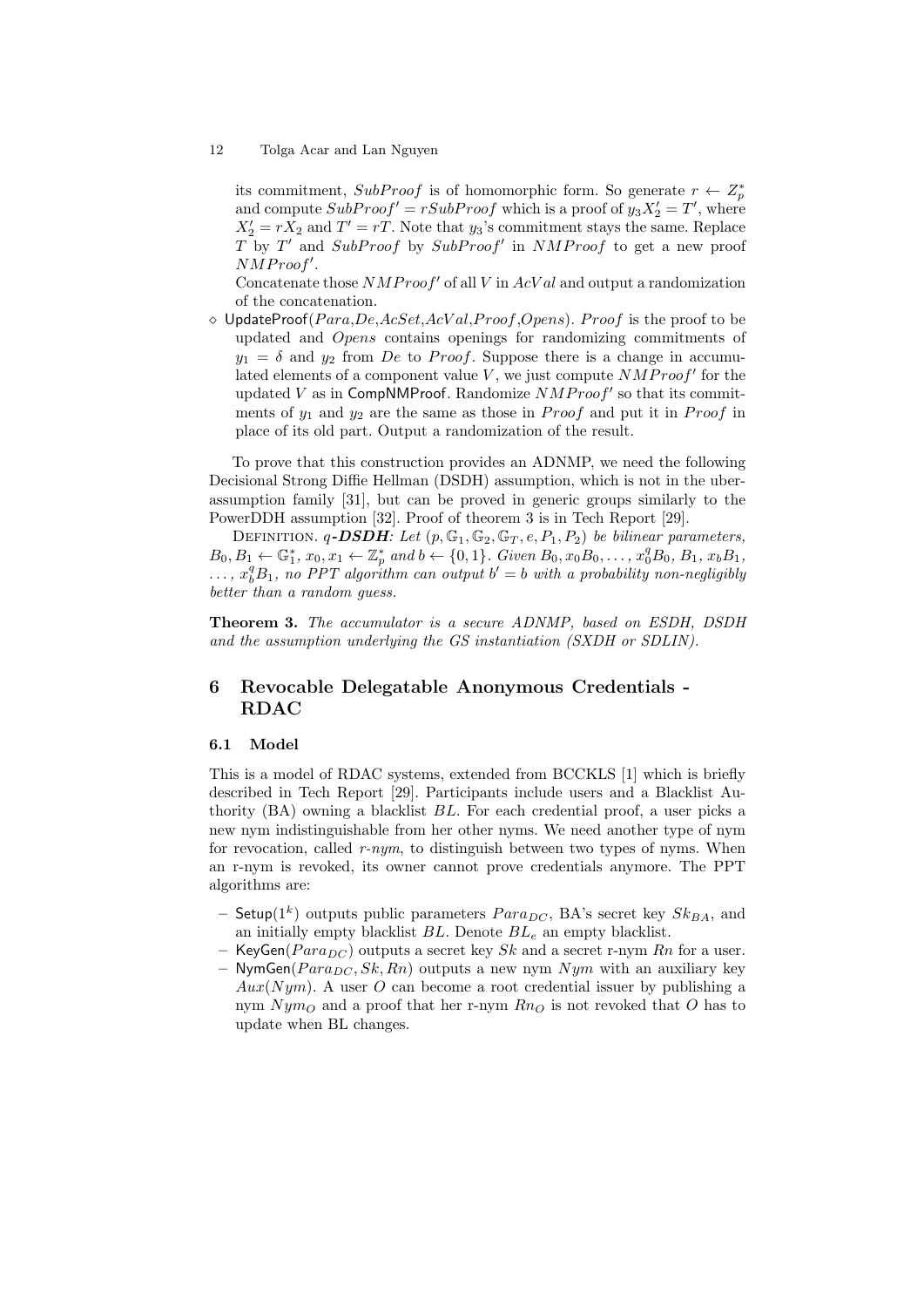its commitment, $SubProof$ is of homomorphic form. So generate $r \leftarrow Z_p^*$ and compute $SubProof' = rSubProof$ which is a proof of $y_3 X_2' = T'$, where $X_2' = rX_2$ and $T' = rT$. Note that $y_3$'s commitment stays the same. Replace $T$ by $T'$ and $SubProof$ by $SubProof'$ in $NMProof$ to get a new proof $NMProof'$.
Concatenate those $NMProof'$ of all $V$ in $AcVal$ and output a randomization of the concatenation.

◇ UpdateProof($Para$,$De$,$AcSet$,$AcVal$,$Proof$,$Opens$). $Proof$ is the proof to be updated and $Opens$ contains openings for randomizing commitments of $y_1 = \delta$ and $y_2$ from $De$ to $Proof$. Suppose there is a change in accumulated elements of a component value $V$, we just compute $NMProof'$ for the updated $V$ as in CompNMProof. Randomize $NMProof'$ so that its commitments of $y_1$ and $y_2$ are the same as those in $Proof$ and put it in $Proof$ in place of its old part. Output a randomization of the result.

To prove that this construction provides an ADNMP, we need the following Decisional Strong Diffie Hellman (DSDH) assumption, which is not in the uber-assumption family [31], but can be proved in generic groups similarly to the PowerDDH assumption [32]. Proof of theorem 3 is in Tech Report [29].

Definition. *q-**DSDH**: Let $(p, \mathbb{G}_1, \mathbb{G}_2, \mathbb{G}_T, e, P_1, P_2)$ be bilinear parameters, $B_0, B_1 \leftarrow \mathbb{G}_1^*$, $x_0, x_1 \leftarrow \mathbb{Z}_p^*$ and $b \leftarrow \{0,1\}$. Given $B_0, x_0B_0, \ldots, x_0^qB_0$, $B_1$, $x_bB_1$, $\ldots$, $x_b^qB_1$, no PPT algorithm can output $b' = b$ with a probability non-negligibly better than a random guess.*

**Theorem 3.** *The accumulator is a secure ADNMP, based on ESDH, DSDH and the assumption underlying the GS instantiation (SXDH or SDLIN).*

## 6 Revocable Delegatable Anonymous Credentials - RDAC

### 6.1 Model

This is a model of RDAC systems, extended from BCCKLS [1] which is briefly described in Tech Report [29]. Participants include users and a Blacklist Authority (BA) owning a blacklist $BL$. For each credential proof, a user picks a new nym indistinguishable from her other nyms. We need another type of nym for revocation, called *r-nym*, to distinguish between two types of nyms. When an r-nym is revoked, its owner cannot prove credentials anymore. The PPT algorithms are:

- Setup($1^k$) outputs public parameters $Para_{DC}$, BA's secret key $Sk_{BA}$, and an initially empty blacklist $BL$. Denote $BL_e$ an empty blacklist.
- KeyGen($Para_{DC}$) outputs a secret key $Sk$ and a secret r-nym $Rn$ for a user.
- NymGen($Para_{DC}, Sk, Rn$) outputs a new nym $Nym$ with an auxiliary key $Aux(Nym)$. A user $O$ can become a root credential issuer by publishing a nym $Nym_O$ and a proof that her r-nym $Rn_O$ is not revoked that $O$ has to update when BL changes.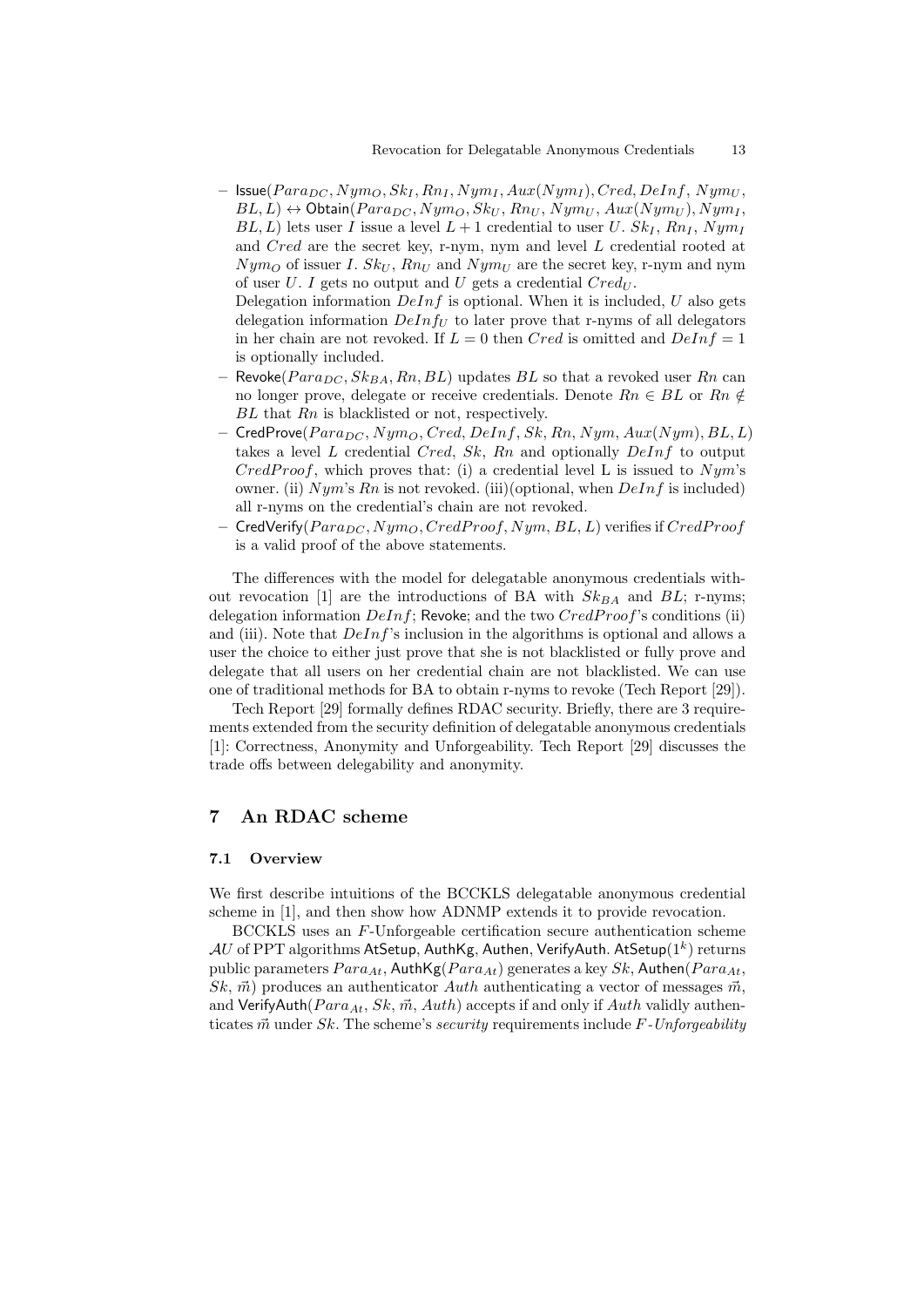- $\mathsf{Issue}(Para_{DC}, Nym_O, Sk_I, Rn_I, Nym_I, Aux(Nym_I), Cred, DeInf, Nym_U, BL, L) \leftrightarrow \mathsf{Obtain}(Para_{DC}, Nym_O, Sk_U, Rn_U, Nym_U, Aux(Nym_U), Nym_I, BL, L)$ lets user $I$ issue a level $L+1$ credential to user $U$. $Sk_I$, $Rn_I$, $Nym_I$ and $Cred$ are the secret key, r-nym, nym and level $L$ credential rooted at $Nym_O$ of issuer $I$. $Sk_U$, $Rn_U$ and $Nym_U$ are the secret key, r-nym and nym of user $U$. $I$ gets no output and $U$ gets a credential $Cred_U$.
  Delegation information $DeInf$ is optional. When it is included, $U$ also gets delegation information $DeInf_U$ to later prove that r-nyms of all delegators in her chain are not revoked. If $L = 0$ then $Cred$ is omitted and $DeInf = 1$ is optionally included.
- $\mathsf{Revoke}(Para_{DC}, Sk_{BA}, Rn, BL)$ updates $BL$ so that a revoked user $Rn$ can no longer prove, delegate or receive credentials. Denote $Rn \in BL$ or $Rn \notin BL$ that $Rn$ is blacklisted or not, respectively.
- $\mathsf{CredProve}(Para_{DC}, Nym_O, Cred, DeInf, Sk, Rn, Nym, Aux(Nym), BL, L)$ takes a level $L$ credential $Cred$, $Sk$, $Rn$ and optionally $DeInf$ to output $CredProof$, which proves that: (i) a credential level L is issued to $Nym$'s owner. (ii) $Nym$'s $Rn$ is not revoked. (iii)(optional, when $DeInf$ is included) all r-nyms on the credential's chain are not revoked.
- $\mathsf{CredVerify}(Para_{DC}, Nym_O, CredProof, Nym, BL, L)$ verifies if $CredProof$ is a valid proof of the above statements.

The differences with the model for delegatable anonymous credentials without revocation [1] are the introductions of BA with $Sk_{BA}$ and $BL$; r-nyms; delegation information $DeInf$; Revoke; and the two $CredProof$'s conditions (ii) and (iii). Note that $DeInf$'s inclusion in the algorithms is optional and allows a user the choice to either just prove that she is not blacklisted or fully prove and delegate that all users on her credential chain are not blacklisted. We can use one of traditional methods for BA to obtain r-nyms to revoke (Tech Report [29]).

Tech Report [29] formally defines RDAC security. Briefly, there are 3 requirements extended from the security definition of delegatable anonymous credentials [1]: Correctness, Anonymity and Unforgeability. Tech Report [29] discusses the trade offs between delegability and anonymity.

## 7 An RDAC scheme

### 7.1 Overview

We first describe intuitions of the BCCKLS delegatable anonymous credential scheme in [1], and then show how ADNMP extends it to provide revocation.

BCCKLS uses an $F$-Unforgeable certification secure authentication scheme $\mathcal{AU}$ of PPT algorithms AtSetup, AuthKg, Authen, VerifyAuth. $\mathsf{AtSetup}(1^k)$ returns public parameters $Para_{At}$, $\mathsf{AuthKg}(Para_{At})$ generates a key $Sk$, $\mathsf{Authen}(Para_{At}, Sk, \vec{m})$ produces an authenticator $Auth$ authenticating a vector of messages $\vec{m}$, and $\mathsf{VerifyAuth}(Para_{At}, Sk, \vec{m}, Auth)$ accepts if and only if $Auth$ validly authenticates $\vec{m}$ under $Sk$. The scheme's *security* requirements include *F-Unforgeability*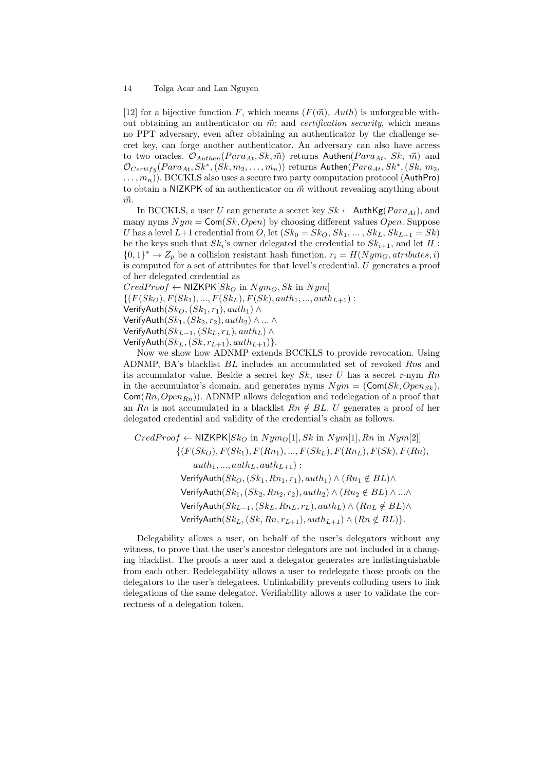[12] for a bijective function $F$, which means $(F(\vec{m}),\ Auth)$ is unforgeable without obtaining an authenticator on $\vec{m}$; and *certification security*, which means no PPT adversary, even after obtaining an authenticator by the challenge secret key, can forge another authenticator. An adversary can also have access to two oracles. $\mathcal{O}_{Authen}(Para_{At}, Sk, \vec{m})$ returns $\mathsf{Authen}(Para_{At},\ Sk,\ \vec{m})$ and $\mathcal{O}_{Certify}(Para_{At}, Sk^*, (Sk, m_2, \ldots, m_n))$ returns $\mathsf{Authen}(Para_{At}, Sk^*, (Sk,\ m_2, \ldots, m_n))$. BCCKLS also uses a secure two party computation protocol (AuthPro) to obtain a NIZKPK of an authenticator on $\vec{m}$ without revealing anything about $\vec{m}$.

In BCCKLS, a user $U$ can generate a secret key $Sk \leftarrow \mathsf{AuthKg}(Para_{At})$, and many nyms $Nym = \mathsf{Com}(Sk, Open)$ by choosing different values $Open$. Suppose $U$ has a level $L$+1 credential from $O$, let $(Sk_0 = Sk_O, Sk_1, \ldots, Sk_L, Sk_{L+1} = Sk)$ be the keys such that $Sk_i$'s owner delegated the credential to $Sk_{i+1}$, and let $H : \{0,1\}^* \rightarrow Z_p$ be a collision resistant hash function. $r_i = H(Nym_O, atributes, i)$ is computed for a set of attributes for that level's credential. $U$ generates a proof of her delegated credential as

$CredProof \leftarrow \mathsf{NIZKPK}[Sk_O \text{ in } Nym_O, Sk \text{ in } Nym]$
$\{(F(Sk_O), F(Sk_1), ..., F(Sk_L), F(Sk), auth_1, ..., auth_{L+1}) :$
$\mathsf{VerifyAuth}(Sk_O, (Sk_1, r_1), auth_1) \wedge$
$\mathsf{VerifyAuth}(Sk_1, (Sk_2, r_2), auth_2) \wedge ... \wedge$
$\mathsf{VerifyAuth}(Sk_{L-1}, (Sk_L, r_L), auth_L) \wedge$
$\mathsf{VerifyAuth}(Sk_L, (Sk, r_{L+1}), auth_{L+1})\}.$

Now we show how ADNMP extends BCCKLS to provide revocation. Using ADNMP, BA's blacklist $BL$ includes an accumulated set of revoked $Rn$s and its accumulator value. Beside a secret key $Sk$, user $U$ has a secret r-nym $Rn$ in the accumulator's domain, and generates nyms $Nym = (\mathsf{Com}(Sk, Open_{Sk}), \mathsf{Com}(Rn, Open_{Rn}))$. ADNMP allows delegation and redelegation of a proof that an $Rn$ is not accumulated in a blacklist $Rn \notin BL$. $U$ generates a proof of her delegated credential and validity of the credential's chain as follows.

$$\begin{aligned}
CredProof \leftarrow\ & \mathsf{NIZKPK}[Sk_O \text{ in } Nym_O[1], Sk \text{ in } Nym[1], Rn \text{ in } Nym[2]] \\
& \{(F(Sk_O), F(Sk_1), F(Rn_1), ..., F(Sk_L), F(Rn_L), F(Sk), F(Rn), \\
& \quad auth_1, ..., auth_L, auth_{L+1}) : \\
& \mathsf{VerifyAuth}(Sk_O, (Sk_1, Rn_1, r_1), auth_1) \wedge (Rn_1 \notin BL) \wedge \\
& \mathsf{VerifyAuth}(Sk_1, (Sk_2, Rn_2, r_2), auth_2) \wedge (Rn_2 \notin BL) \wedge ... \wedge \\
& \mathsf{VerifyAuth}(Sk_{L-1}, (Sk_L, Rn_L, r_L), auth_L) \wedge (Rn_L \notin BL) \wedge \\
& \mathsf{VerifyAuth}(Sk_L, (Sk, Rn, r_{L+1}), auth_{L+1}) \wedge (Rn \notin BL)\}.
\end{aligned}$$

Delegability allows a user, on behalf of the user's delegators without any witness, to prove that the user's ancestor delegators are not included in a changing blacklist. The proofs a user and a delegator generates are indistinguishable from each other. Redelegability allows a user to redelegate those proofs on the delegators to the user's delegatees. Unlinkability prevents colluding users to link delegations of the same delegator. Verifiability allows a user to validate the correctness of a delegation token.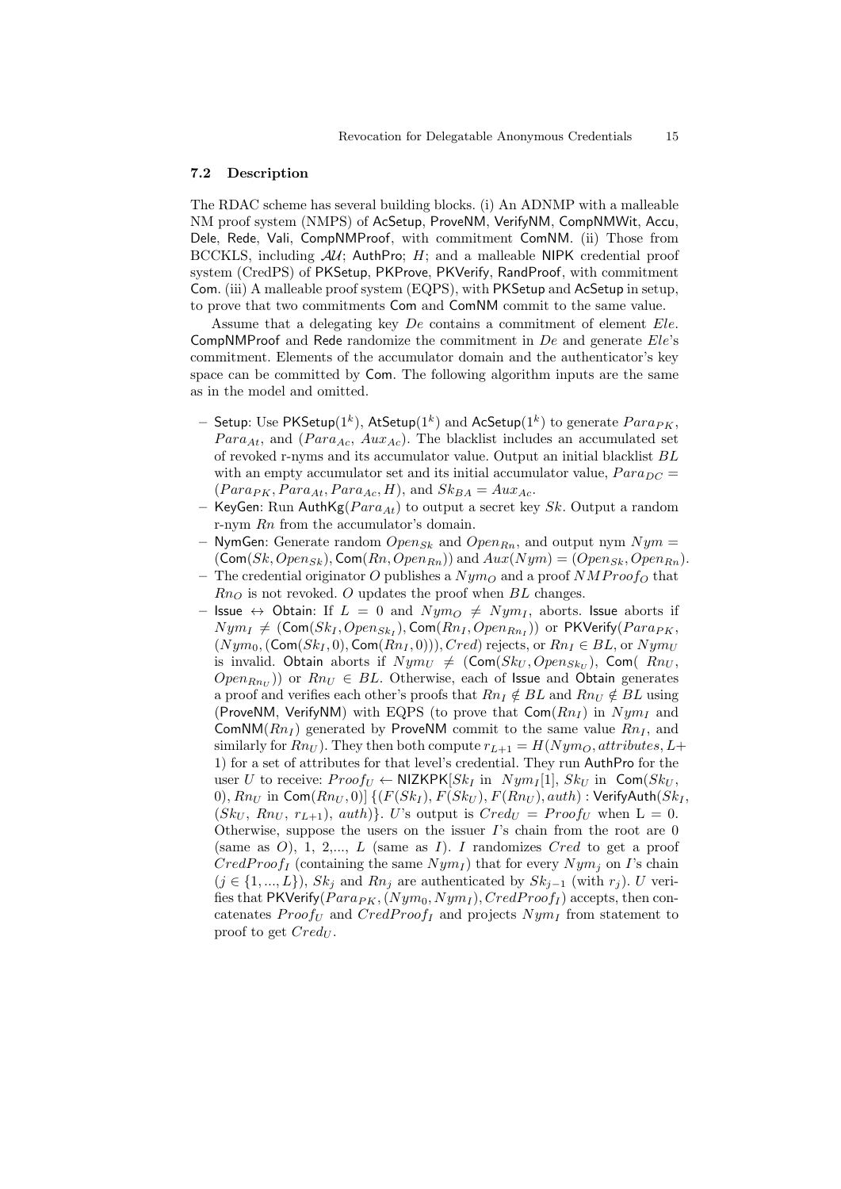### 7.2 Description

The RDAC scheme has several building blocks. (i) An ADNMP with a malleable NM proof system (NMPS) of AcSetup, ProveNM, VerifyNM, CompNMWit, Accu, Dele, Rede, Vali, CompNMProof, with commitment ComNM. (ii) Those from BCCKLS, including $\mathcal{AU}$; AuthPro; $H$; and a malleable NIPK credential proof system (CredPS) of PKSetup, PKProve, PKVerify, RandProof, with commitment Com. (iii) A malleable proof system (EQPS), with PKSetup and AcSetup in setup, to prove that two commitments Com and ComNM commit to the same value.

Assume that a delegating key $De$ contains a commitment of element $Ele$. CompNMProof and Rede randomize the commitment in $De$ and generate $Ele$'s commitment. Elements of the accumulator domain and the authenticator's key space can be committed by Com. The following algorithm inputs are the same as in the model and omitted.

- Setup: Use PKSetup$(1^k)$, AtSetup$(1^k)$ and AcSetup$(1^k)$ to generate $Para_{PK}$, $Para_{At}$, and ($Para_{Ac}$, $Aux_{Ac}$). The blacklist includes an accumulated set of revoked r-nyms and its accumulator value. Output an initial blacklist $BL$ with an empty accumulator set and its initial accumulator value, $Para_{DC} = (Para_{PK}, Para_{At}, Para_{Ac}, H)$, and $Sk_{BA} = Aux_{Ac}$.
- KeyGen: Run AuthKg$(Para_{At})$ to output a secret key $Sk$. Output a random r-nym $Rn$ from the accumulator's domain.
- NymGen: Generate random $Open_{Sk}$ and $Open_{Rn}$, and output nym $Nym = (\mathsf{Com}(Sk, Open_{Sk}), \mathsf{Com}(Rn, Open_{Rn}))$ and $Aux(Nym) = (Open_{Sk}, Open_{Rn})$.
- The credential originator $O$ publishes a $Nym_O$ and a proof $NMProof_O$ that $Rn_O$ is not revoked. $O$ updates the proof when $BL$ changes.
- Issue $\leftrightarrow$ Obtain: If $L = 0$ and $Nym_O \neq Nym_I$, aborts. Issue aborts if $Nym_I \neq (\mathsf{Com}(Sk_I, Open_{Sk_I}), \mathsf{Com}(Rn_I, Open_{Rn_I}))$ or PKVerify($Para_{PK}$, ($Nym_0$, ($\mathsf{Com}(Sk_I, 0)$, $\mathsf{Com}(Rn_I, 0)$)), $Cred$) rejects, or $Rn_I \in BL$, or $Nym_U$ is invalid. Obtain aborts if $Nym_U \neq (\mathsf{Com}(Sk_U, Open_{Sk_U})$, $\mathsf{Com}(Rn_U, Open_{Rn_U}))$ or $Rn_U \in BL$. Otherwise, each of Issue and Obtain generates a proof and verifies each other's proofs that $Rn_I \notin BL$ and $Rn_U \notin BL$ using (ProveNM, VerifyNM) with EQPS (to prove that $\mathsf{Com}(Rn_I)$ in $Nym_I$ and $\mathsf{ComNM}(Rn_I)$ generated by ProveNM commit to the same value $Rn_I$, and similarly for $Rn_U$). They then both compute $r_{L+1} = H(Nym_O, attributes, L+1)$ for a set of attributes for that level's credential. They run AuthPro for the user $U$ to receive: $Proof_U \leftarrow \mathsf{NIZKPK}[Sk_I \text{ in } Nym_I[1], Sk_U \text{ in } \mathsf{Com}(Sk_U, 0), Rn_U \text{ in } \mathsf{Com}(Rn_U, 0)]\ \{(F(Sk_I), F(Sk_U), F(Rn_U), auth) : \mathsf{VerifyAuth}(Sk_I, (Sk_U, Rn_U, r_{L+1}), auth)\}$. $U$'s output is $Cred_U = Proof_U$ when L = 0. Otherwise, suppose the users on the issuer $I$'s chain from the root are 0 (same as $O$), 1, 2,..., $L$ (same as $I$). $I$ randomizes $Cred$ to get a proof $CredProof_I$ (containing the same $Nym_I$) that for every $Nym_j$ on $I$'s chain ($j \in \{1, ..., L\}$), $Sk_j$ and $Rn_j$ are authenticated by $Sk_{j-1}$ (with $r_j$). $U$ verifies that PKVerify($Para_{PK}$, ($Nym_0$, $Nym_I$), $CredProof_I$) accepts, then concatenates $Proof_U$ and $CredProof_I$ and projects $Nym_I$ from statement to proof to get $Cred_U$.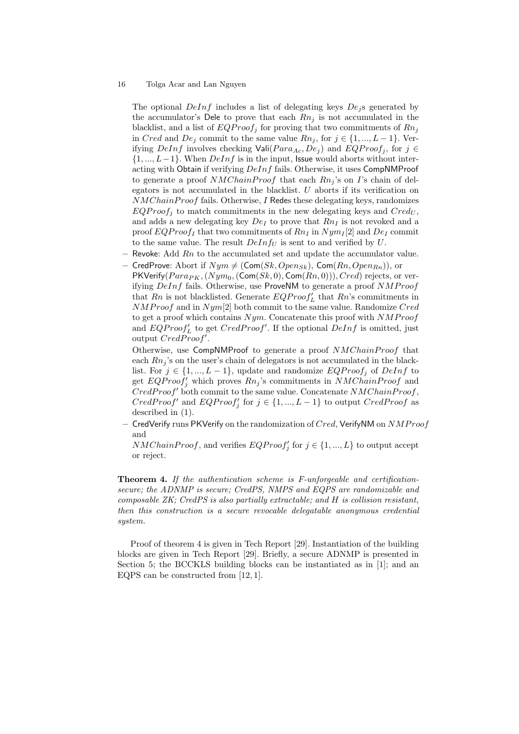The optional $DeInf$ includes a list of delegating keys $De_j$s generated by the accumulator's Dele to prove that each $Rn_j$ is not accumulated in the blacklist, and a list of $EQProof_j$ for proving that two commitments of $Rn_j$ in $Cred$ and $De_j$ commit to the same value $Rn_j$, for $j \in \{1, ..., L-1\}$. Verifying $DeInf$ involves checking $\mathsf{Vali}(Para_{Ac}, De_j)$ and $EQProof_j$, for $j \in \{1, ..., L-1\}$. When $DeInf$ is in the input, Issue would aborts without interacting with Obtain if verifying $DeInf$ fails. Otherwise, it uses CompNMProof to generate a proof $NMChainProof$ that each $Rn_j$'s on $I$'s chain of delegators is not accumulated in the blacklist. $U$ aborts if its verification on $NMChainProof$ fails. Otherwise, $I$ Redes these delegating keys, randomizes $EQProof_j$ to match commitments in the new delegating keys and $Cred_U$, and adds a new delegating key $De_I$ to prove that $Rn_I$ is not revoked and a proof $EQProof_I$ that two commitments of $Rn_I$ in $Nym_I[2]$ and $De_I$ commit to the same value. The result $DeInf_U$ is sent to and verified by $U$.

- Revoke: Add $Rn$ to the accumulated set and update the accumulator value.
- CredProve: Abort if $Nym \neq (\mathsf{Com}(Sk, Open_{Sk}), \mathsf{Com}(Rn, Open_{Rn}))$, or $\mathsf{PKVerify}(Para_{PK}, (Nym_0, (\mathsf{Com}(Sk, 0), \mathsf{Com}(Rn, 0))), Cred)$ rejects, or verifying $DeInf$ fails. Otherwise, use ProveNM to generate a proof $NMProof$ that $Rn$ is not blacklisted. Generate $EQProof'_L$ that $Rn$'s commitments in $NMProof$ and in $Nym[2]$ both commit to the same value. Randomize $Cred$ to get a proof which contains $Nym$. Concatenate this proof with $NMProof$ and $EQProof'_L$ to get $CredProof'$. If the optional $DeInf$ is omitted, just output $CredProof'$.

  Otherwise, use CompNMProof to generate a proof $NMChainProof$ that each $Rn_j$'s on the user's chain of delegators is not accumulated in the blacklist. For $j \in \{1, ..., L-1\}$, update and randomize $EQProof_j$ of $DeInf$ to get $EQProof'_j$ which proves $Rn_j$'s commitments in $NMChainProof$ and $CredProof'$ both commit to the same value. Concatenate $NMChainProof$, $CredProof'$ and $EQProof'_j$ for $j \in \{1, ..., L-1\}$ to output $CredProof$ as described in (1).
- CredVerify runs PKVerify on the randomization of $Cred$, VerifyNM on $NMProof$ and $NMChainProof$, and verifies $EQProof'_j$ for $j \in \{1, ..., L\}$ to output accept or reject.

**Theorem 4.** *If the authentication scheme is F-unforgeable and certification-secure; the ADNMP is secure; CredPS, NMPS and EQPS are randomizable and composable ZK; CredPS is also partially extractable; and H is collision resistant, then this construction is a secure revocable delegatable anonymous credential system.*

Proof of theorem 4 is given in Tech Report [29]. Instantiation of the building blocks are given in Tech Report [29]. Briefly, a secure ADNMP is presented in Section 5; the BCCKLS building blocks can be instantiated as in [1]; and an EQPS can be constructed from [12, 1].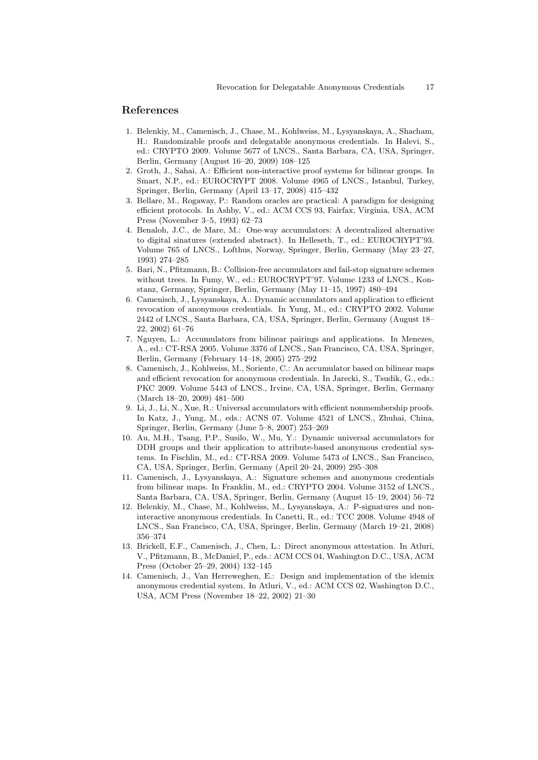## References

1. Belenkiy, M., Camenisch, J., Chase, M., Kohlweiss, M., Lysyanskaya, A., Shacham, H.: Randomizable proofs and delegatable anonymous credentials. In Halevi, S., ed.: CRYPTO 2009. Volume 5677 of LNCS., Santa Barbara, CA, USA, Springer, Berlin, Germany (August 16–20, 2009) 108–125
2. Groth, J., Sahai, A.: Efficient non-interactive proof systems for bilinear groups. In Smart, N.P., ed.: EUROCRYPT 2008. Volume 4965 of LNCS., Istanbul, Turkey, Springer, Berlin, Germany (April 13–17, 2008) 415–432
3. Bellare, M., Rogaway, P.: Random oracles are practical: A paradigm for designing efficient protocols. In Ashby, V., ed.: ACM CCS 93, Fairfax, Virginia, USA, ACM Press (November 3–5, 1993) 62–73
4. Benaloh, J.C., de Mare, M.: One-way accumulators: A decentralized alternative to digital sinatures (extended abstract). In Helleseth, T., ed.: EUROCRYPT'93. Volume 765 of LNCS., Lofthus, Norway, Springer, Berlin, Germany (May 23–27, 1993) 274–285
5. Bari, N., Pfitzmann, B.: Collision-free accumulators and fail-stop signature schemes without trees. In Fumy, W., ed.: EUROCRYPT'97. Volume 1233 of LNCS., Konstanz, Germany, Springer, Berlin, Germany (May 11–15, 1997) 480–494
6. Camenisch, J., Lysyanskaya, A.: Dynamic accumulators and application to efficient revocation of anonymous credentials. In Yung, M., ed.: CRYPTO 2002. Volume 2442 of LNCS., Santa Barbara, CA, USA, Springer, Berlin, Germany (August 18–22, 2002) 61–76
7. Nguyen, L.: Accumulators from bilinear pairings and applications. In Menezes, A., ed.: CT-RSA 2005. Volume 3376 of LNCS., San Francisco, CA, USA, Springer, Berlin, Germany (February 14–18, 2005) 275–292
8. Camenisch, J., Kohlweiss, M., Soriente, C.: An accumulator based on bilinear maps and efficient revocation for anonymous credentials. In Jarecki, S., Tsudik, G., eds.: PKC 2009. Volume 5443 of LNCS., Irvine, CA, USA, Springer, Berlin, Germany (March 18–20, 2009) 481–500
9. Li, J., Li, N., Xue, R.: Universal accumulators with efficient nonmembership proofs. In Katz, J., Yung, M., eds.: ACNS 07. Volume 4521 of LNCS., Zhuhai, China, Springer, Berlin, Germany (June 5–8, 2007) 253–269
10. Au, M.H., Tsang, P.P., Susilo, W., Mu, Y.: Dynamic universal accumulators for DDH groups and their application to attribute-based anonymous credential systems. In Fischlin, M., ed.: CT-RSA 2009. Volume 5473 of LNCS., San Francisco, CA, USA, Springer, Berlin, Germany (April 20–24, 2009) 295–308
11. Camenisch, J., Lysyanskaya, A.: Signature schemes and anonymous credentials from bilinear maps. In Franklin, M., ed.: CRYPTO 2004. Volume 3152 of LNCS., Santa Barbara, CA, USA, Springer, Berlin, Germany (August 15–19, 2004) 56–72
12. Belenkiy, M., Chase, M., Kohlweiss, M., Lysyanskaya, A.: P-signatures and non-interactive anonymous credentials. In Canetti, R., ed.: TCC 2008. Volume 4948 of LNCS., San Francisco, CA, USA, Springer, Berlin, Germany (March 19–21, 2008) 356–374
13. Brickell, E.F., Camenisch, J., Chen, L.: Direct anonymous attestation. In Atluri, V., Pfitzmann, B., McDaniel, P., eds.: ACM CCS 04, Washington D.C., USA, ACM Press (October 25–29, 2004) 132–145
14. Camenisch, J., Van Herreweghen, E.: Design and implementation of the idemix anonymous credential system. In Atluri, V., ed.: ACM CCS 02, Washington D.C., USA, ACM Press (November 18–22, 2002) 21–30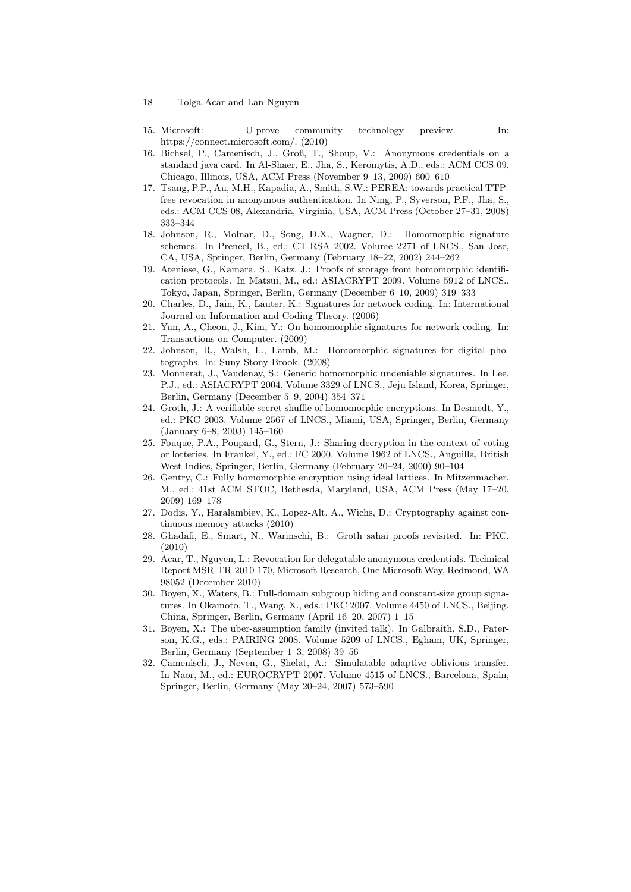15. Microsoft: U-prove community technology preview. In: https://connect.microsoft.com/. (2010)
16. Bichsel, P., Camenisch, J., Groß, T., Shoup, V.: Anonymous credentials on a standard java card. In Al-Shaer, E., Jha, S., Keromytis, A.D., eds.: ACM CCS 09, Chicago, Illinois, USA, ACM Press (November 9–13, 2009) 600–610
17. Tsang, P.P., Au, M.H., Kapadia, A., Smith, S.W.: PEREA: towards practical TTP-free revocation in anonymous authentication. In Ning, P., Syverson, P.F., Jha, S., eds.: ACM CCS 08, Alexandria, Virginia, USA, ACM Press (October 27–31, 2008) 333–344
18. Johnson, R., Molnar, D., Song, D.X., Wagner, D.: Homomorphic signature schemes. In Preneel, B., ed.: CT-RSA 2002. Volume 2271 of LNCS., San Jose, CA, USA, Springer, Berlin, Germany (February 18–22, 2002) 244–262
19. Ateniese, G., Kamara, S., Katz, J.: Proofs of storage from homomorphic identification protocols. In Matsui, M., ed.: ASIACRYPT 2009. Volume 5912 of LNCS., Tokyo, Japan, Springer, Berlin, Germany (December 6–10, 2009) 319–333
20. Charles, D., Jain, K., Lauter, K.: Signatures for network coding. In: International Journal on Information and Coding Theory. (2006)
21. Yun, A., Cheon, J., Kim, Y.: On homomorphic signatures for network coding. In: Transactions on Computer. (2009)
22. Johnson, R., Walsh, L., Lamb, M.: Homomorphic signatures for digital photographs. In: Suny Stony Brook. (2008)
23. Monnerat, J., Vaudenay, S.: Generic homomorphic undeniable signatures. In Lee, P.J., ed.: ASIACRYPT 2004. Volume 3329 of LNCS., Jeju Island, Korea, Springer, Berlin, Germany (December 5–9, 2004) 354–371
24. Groth, J.: A verifiable secret shuffle of homomorphic encryptions. In Desmedt, Y., ed.: PKC 2003. Volume 2567 of LNCS., Miami, USA, Springer, Berlin, Germany (January 6–8, 2003) 145–160
25. Fouque, P.A., Poupard, G., Stern, J.: Sharing decryption in the context of voting or lotteries. In Frankel, Y., ed.: FC 2000. Volume 1962 of LNCS., Anguilla, British West Indies, Springer, Berlin, Germany (February 20–24, 2000) 90–104
26. Gentry, C.: Fully homomorphic encryption using ideal lattices. In Mitzenmacher, M., ed.: 41st ACM STOC, Bethesda, Maryland, USA, ACM Press (May 17–20, 2009) 169–178
27. Dodis, Y., Haralambiev, K., Lopez-Alt, A., Wichs, D.: Cryptography against continuous memory attacks (2010)
28. Ghadafi, E., Smart, N., Warinschi, B.: Groth sahai proofs revisited. In: PKC. (2010)
29. Acar, T., Nguyen, L.: Revocation for delegatable anonymous credentials. Technical Report MSR-TR-2010-170, Microsoft Research, One Microsoft Way, Redmond, WA 98052 (December 2010)
30. Boyen, X., Waters, B.: Full-domain subgroup hiding and constant-size group signatures. In Okamoto, T., Wang, X., eds.: PKC 2007. Volume 4450 of LNCS., Beijing, China, Springer, Berlin, Germany (April 16–20, 2007) 1–15
31. Boyen, X.: The uber-assumption family (invited talk). In Galbraith, S.D., Paterson, K.G., eds.: PAIRING 2008. Volume 5209 of LNCS., Egham, UK, Springer, Berlin, Germany (September 1–3, 2008) 39–56
32. Camenisch, J., Neven, G., Shelat, A.: Simulatable adaptive oblivious transfer. In Naor, M., ed.: EUROCRYPT 2007. Volume 4515 of LNCS., Barcelona, Spain, Springer, Berlin, Germany (May 20–24, 2007) 573–590